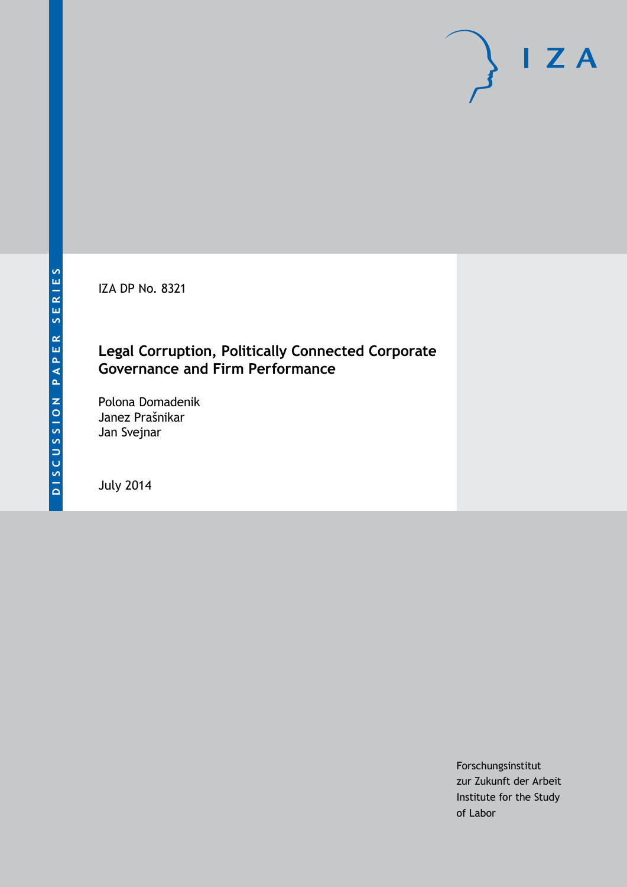DISCUSSION PAPER SERIES

IZA DP No. 8321

# Legal Corruption, Politically Connected Corporate Governance and Firm Performance

Polona Domadenik
Janez Prašnikar
Jan Svejnar

July 2014

Forschungsinstitut
zur Zukunft der Arbeit
Institute for the Study
of Labor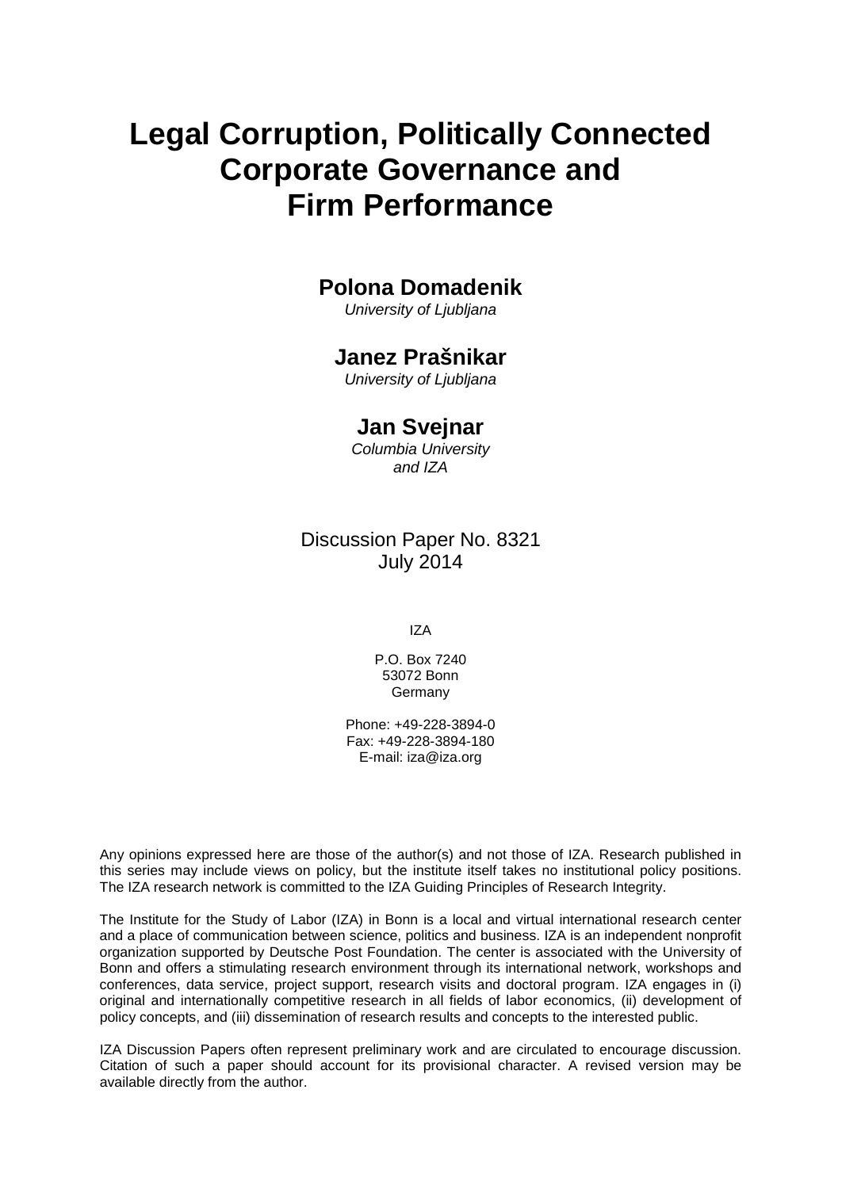# Legal Corruption, Politically Connected Corporate Governance and Firm Performance

**Polona Domadenik**
*University of Ljubljana*

**Janez Prašnikar**
*University of Ljubljana*

**Jan Svejnar**
*Columbia University and IZA*

Discussion Paper No. 8321
July 2014

IZA

P.O. Box 7240
53072 Bonn
Germany

Phone: +49-228-3894-0
Fax: +49-228-3894-180
E-mail: iza@iza.org

Any opinions expressed here are those of the author(s) and not those of IZA. Research published in this series may include views on policy, but the institute itself takes no institutional policy positions. The IZA research network is committed to the IZA Guiding Principles of Research Integrity.

The Institute for the Study of Labor (IZA) in Bonn is a local and virtual international research center and a place of communication between science, politics and business. IZA is an independent nonprofit organization supported by Deutsche Post Foundation. The center is associated with the University of Bonn and offers a stimulating research environment through its international network, workshops and conferences, data service, project support, research visits and doctoral program. IZA engages in (i) original and internationally competitive research in all fields of labor economics, (ii) development of policy concepts, and (iii) dissemination of research results and concepts to the interested public.

IZA Discussion Papers often represent preliminary work and are circulated to encourage discussion. Citation of such a paper should account for its provisional character. A revised version may be available directly from the author.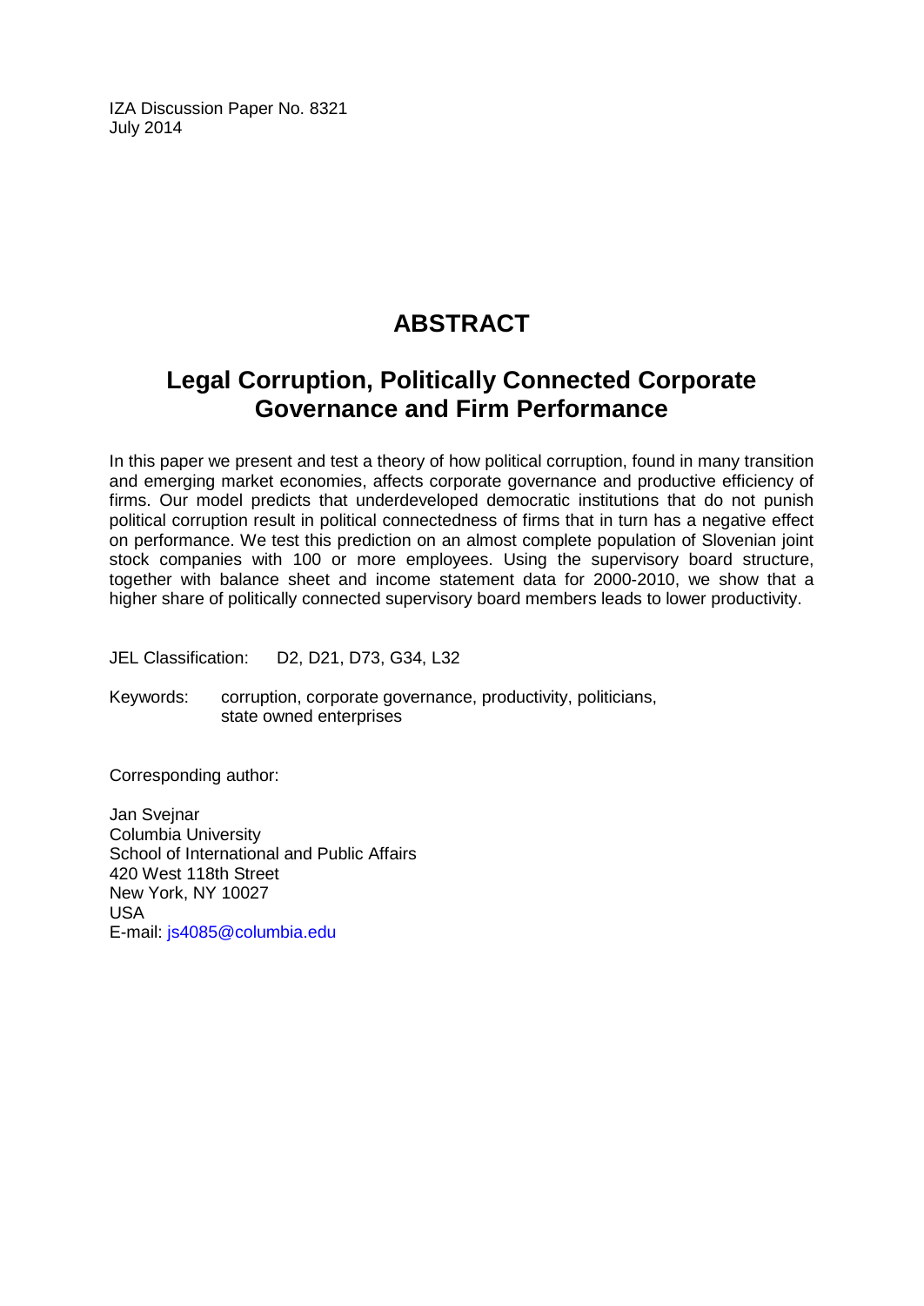IZA Discussion Paper No. 8321
July 2014

# ABSTRACT

## Legal Corruption, Politically Connected Corporate Governance and Firm Performance

In this paper we present and test a theory of how political corruption, found in many transition and emerging market economies, affects corporate governance and productive efficiency of firms. Our model predicts that underdeveloped democratic institutions that do not punish political corruption result in political connectedness of firms that in turn has a negative effect on performance. We test this prediction on an almost complete population of Slovenian joint stock companies with 100 or more employees. Using the supervisory board structure, together with balance sheet and income statement data for 2000-2010, we show that a higher share of politically connected supervisory board members leads to lower productivity.

JEL Classification: D2, D21, D73, G34, L32

Keywords: corruption, corporate governance, productivity, politicians, state owned enterprises

Corresponding author:

Jan Svejnar
Columbia University
School of International and Public Affairs
420 West 118th Street
New York, NY 10027
USA
E-mail: js4085@columbia.edu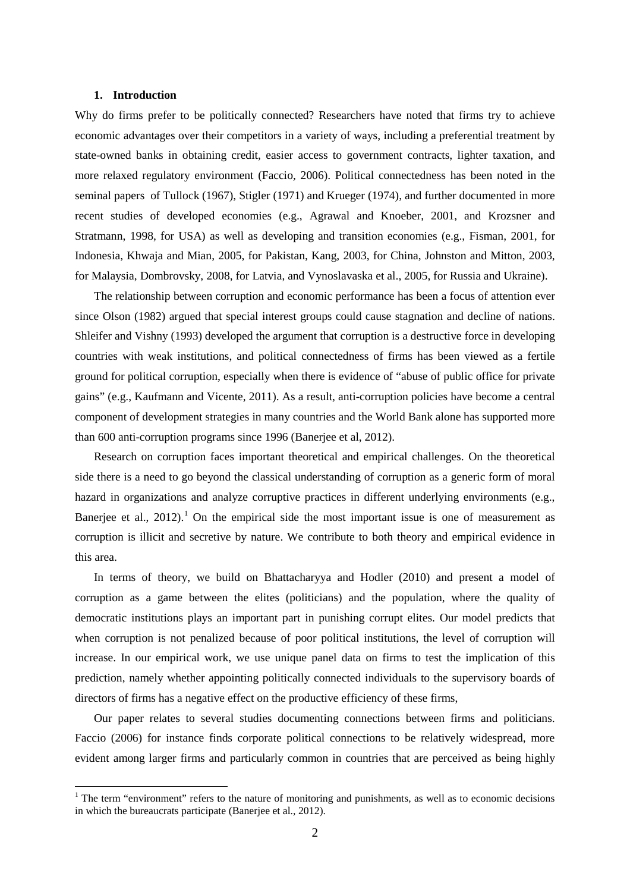## 1. Introduction

Why do firms prefer to be politically connected? Researchers have noted that firms try to achieve economic advantages over their competitors in a variety of ways, including a preferential treatment by state-owned banks in obtaining credit, easier access to government contracts, lighter taxation, and more relaxed regulatory environment (Faccio, 2006). Political connectedness has been noted in the seminal papers of Tullock (1967), Stigler (1971) and Krueger (1974), and further documented in more recent studies of developed economies (e.g., Agrawal and Knoeber, 2001, and Krozsner and Stratmann, 1998, for USA) as well as developing and transition economies (e.g., Fisman, 2001, for Indonesia, Khwaja and Mian, 2005, for Pakistan, Kang, 2003, for China, Johnston and Mitton, 2003, for Malaysia, Dombrovsky, 2008, for Latvia, and Vynoslavaska et al., 2005, for Russia and Ukraine).

The relationship between corruption and economic performance has been a focus of attention ever since Olson (1982) argued that special interest groups could cause stagnation and decline of nations. Shleifer and Vishny (1993) developed the argument that corruption is a destructive force in developing countries with weak institutions, and political connectedness of firms has been viewed as a fertile ground for political corruption, especially when there is evidence of "abuse of public office for private gains" (e.g., Kaufmann and Vicente, 2011). As a result, anti-corruption policies have become a central component of development strategies in many countries and the World Bank alone has supported more than 600 anti-corruption programs since 1996 (Banerjee et al, 2012).

Research on corruption faces important theoretical and empirical challenges. On the theoretical side there is a need to go beyond the classical understanding of corruption as a generic form of moral hazard in organizations and analyze corruptive practices in different underlying environments (e.g., Banerjee et al., 2012).[1] On the empirical side the most important issue is one of measurement as corruption is illicit and secretive by nature. We contribute to both theory and empirical evidence in this area.

In terms of theory, we build on Bhattacharyya and Hodler (2010) and present a model of corruption as a game between the elites (politicians) and the population, where the quality of democratic institutions plays an important part in punishing corrupt elites. Our model predicts that when corruption is not penalized because of poor political institutions, the level of corruption will increase. In our empirical work, we use unique panel data on firms to test the implication of this prediction, namely whether appointing politically connected individuals to the supervisory boards of directors of firms has a negative effect on the productive efficiency of these firms,

Our paper relates to several studies documenting connections between firms and politicians. Faccio (2006) for instance finds corporate political connections to be relatively widespread, more evident among larger firms and particularly common in countries that are perceived as being highly

[1] The term "environment" refers to the nature of monitoring and punishments, as well as to economic decisions in which the bureaucrats participate (Banerjee et al., 2012).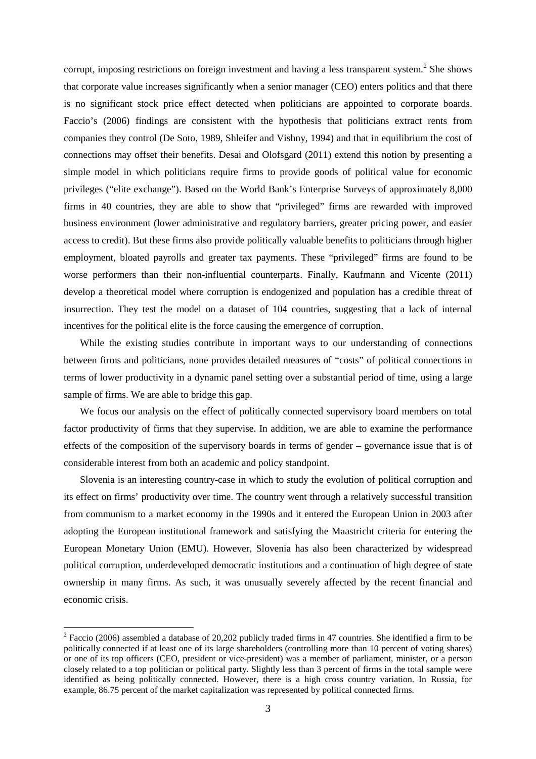corrupt, imposing restrictions on foreign investment and having a less transparent system.[2] She shows that corporate value increases significantly when a senior manager (CEO) enters politics and that there is no significant stock price effect detected when politicians are appointed to corporate boards. Faccio's (2006) findings are consistent with the hypothesis that politicians extract rents from companies they control (De Soto, 1989, Shleifer and Vishny, 1994) and that in equilibrium the cost of connections may offset their benefits. Desai and Olofsgard (2011) extend this notion by presenting a simple model in which politicians require firms to provide goods of political value for economic privileges ("elite exchange"). Based on the World Bank's Enterprise Surveys of approximately 8,000 firms in 40 countries, they are able to show that "privileged" firms are rewarded with improved business environment (lower administrative and regulatory barriers, greater pricing power, and easier access to credit). But these firms also provide politically valuable benefits to politicians through higher employment, bloated payrolls and greater tax payments. These "privileged" firms are found to be worse performers than their non-influential counterparts. Finally, Kaufmann and Vicente (2011) develop a theoretical model where corruption is endogenized and population has a credible threat of insurrection. They test the model on a dataset of 104 countries, suggesting that a lack of internal incentives for the political elite is the force causing the emergence of corruption.

While the existing studies contribute in important ways to our understanding of connections between firms and politicians, none provides detailed measures of "costs" of political connections in terms of lower productivity in a dynamic panel setting over a substantial period of time, using a large sample of firms. We are able to bridge this gap.

We focus our analysis on the effect of politically connected supervisory board members on total factor productivity of firms that they supervise. In addition, we are able to examine the performance effects of the composition of the supervisory boards in terms of gender – governance issue that is of considerable interest from both an academic and policy standpoint.

Slovenia is an interesting country-case in which to study the evolution of political corruption and its effect on firms' productivity over time. The country went through a relatively successful transition from communism to a market economy in the 1990s and it entered the European Union in 2003 after adopting the European institutional framework and satisfying the Maastricht criteria for entering the European Monetary Union (EMU). However, Slovenia has also been characterized by widespread political corruption, underdeveloped democratic institutions and a continuation of high degree of state ownership in many firms. As such, it was unusually severely affected by the recent financial and economic crisis.

---

[2] Faccio (2006) assembled a database of 20,202 publicly traded firms in 47 countries. She identified a firm to be politically connected if at least one of its large shareholders (controlling more than 10 percent of voting shares) or one of its top officers (CEO, president or vice-president) was a member of parliament, minister, or a person closely related to a top politician or political party. Slightly less than 3 percent of firms in the total sample were identified as being politically connected. However, there is a high cross country variation. In Russia, for example, 86.75 percent of the market capitalization was represented by political connected firms.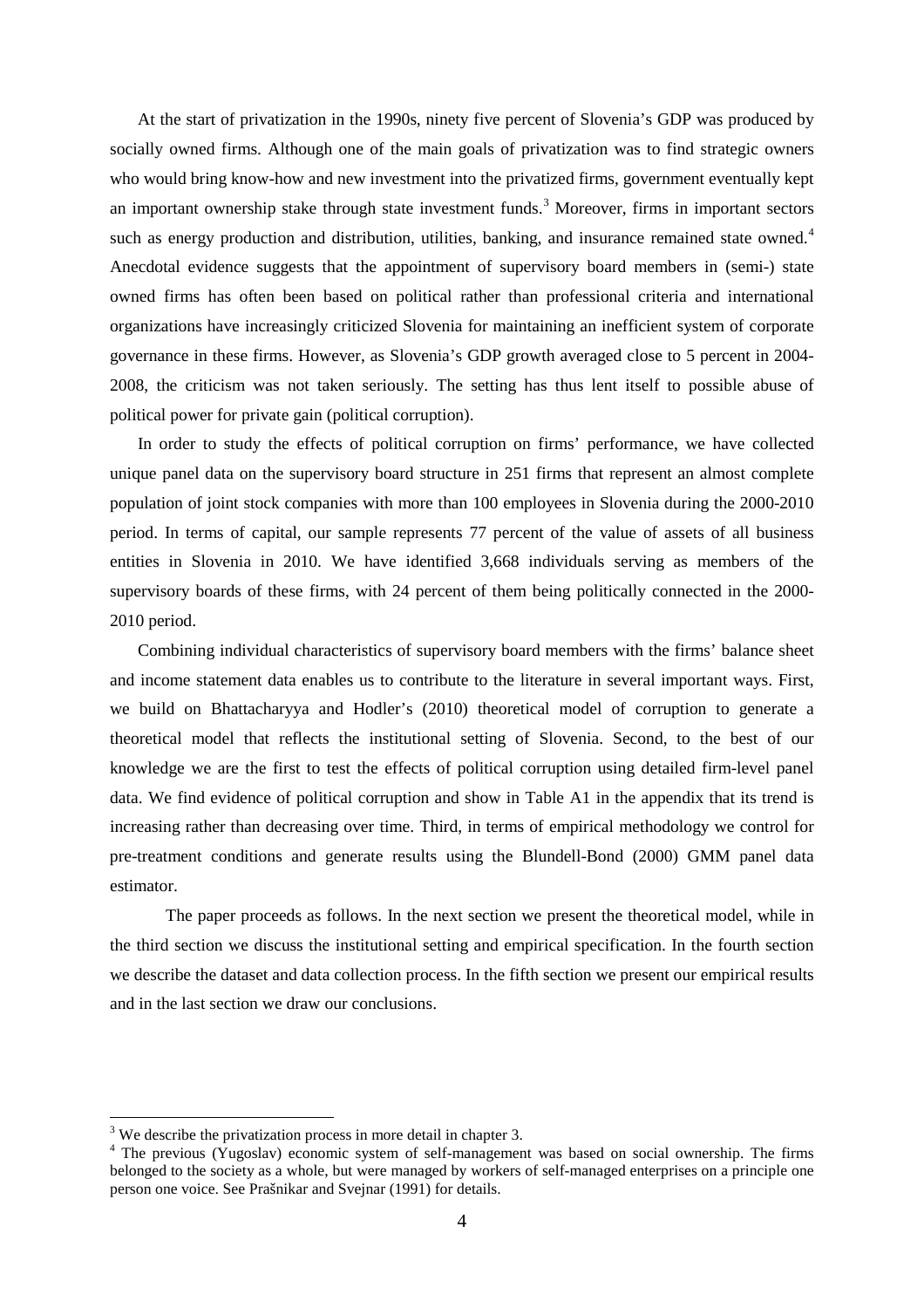At the start of privatization in the 1990s, ninety five percent of Slovenia's GDP was produced by socially owned firms. Although one of the main goals of privatization was to find strategic owners who would bring know-how and new investment into the privatized firms, government eventually kept an important ownership stake through state investment funds.[3] Moreover, firms in important sectors such as energy production and distribution, utilities, banking, and insurance remained state owned.[4] Anecdotal evidence suggests that the appointment of supervisory board members in (semi-) state owned firms has often been based on political rather than professional criteria and international organizations have increasingly criticized Slovenia for maintaining an inefficient system of corporate governance in these firms. However, as Slovenia's GDP growth averaged close to 5 percent in 2004-2008, the criticism was not taken seriously. The setting has thus lent itself to possible abuse of political power for private gain (political corruption).

In order to study the effects of political corruption on firms' performance, we have collected unique panel data on the supervisory board structure in 251 firms that represent an almost complete population of joint stock companies with more than 100 employees in Slovenia during the 2000-2010 period. In terms of capital, our sample represents 77 percent of the value of assets of all business entities in Slovenia in 2010. We have identified 3,668 individuals serving as members of the supervisory boards of these firms, with 24 percent of them being politically connected in the 2000-2010 period.

Combining individual characteristics of supervisory board members with the firms' balance sheet and income statement data enables us to contribute to the literature in several important ways. First, we build on Bhattacharyya and Hodler's (2010) theoretical model of corruption to generate a theoretical model that reflects the institutional setting of Slovenia. Second, to the best of our knowledge we are the first to test the effects of political corruption using detailed firm-level panel data. We find evidence of political corruption and show in Table A1 in the appendix that its trend is increasing rather than decreasing over time. Third, in terms of empirical methodology we control for pre-treatment conditions and generate results using the Blundell-Bond (2000) GMM panel data estimator.

The paper proceeds as follows. In the next section we present the theoretical model, while in the third section we discuss the institutional setting and empirical specification. In the fourth section we describe the dataset and data collection process. In the fifth section we present our empirical results and in the last section we draw our conclusions.

---

[3] We describe the privatization process in more detail in chapter 3.

[4] The previous (Yugoslav) economic system of self-management was based on social ownership. The firms belonged to the society as a whole, but were managed by workers of self-managed enterprises on a principle one person one voice. See Prašnikar and Svejnar (1991) for details.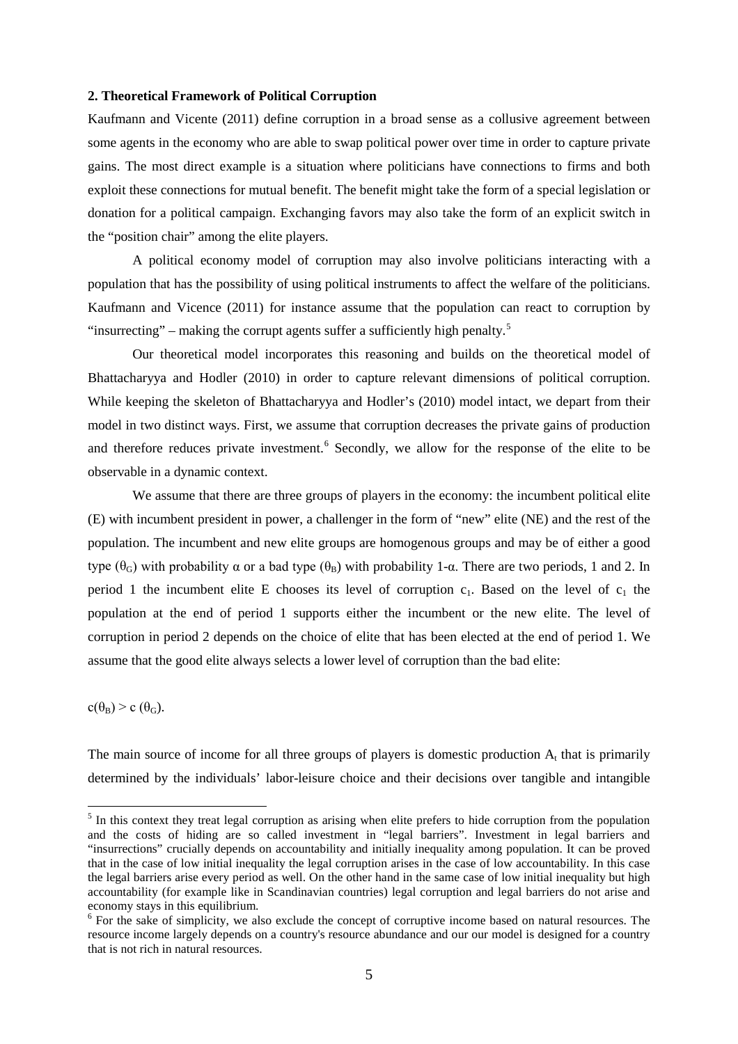## 2. Theoretical Framework of Political Corruption

Kaufmann and Vicente (2011) define corruption in a broad sense as a collusive agreement between some agents in the economy who are able to swap political power over time in order to capture private gains. The most direct example is a situation where politicians have connections to firms and both exploit these connections for mutual benefit. The benefit might take the form of a special legislation or donation for a political campaign. Exchanging favors may also take the form of an explicit switch in the "position chair" among the elite players.

A political economy model of corruption may also involve politicians interacting with a population that has the possibility of using political instruments to affect the welfare of the politicians. Kaufmann and Vicence (2011) for instance assume that the population can react to corruption by "insurrecting" – making the corrupt agents suffer a sufficiently high penalty.[5]

Our theoretical model incorporates this reasoning and builds on the theoretical model of Bhattacharyya and Hodler (2010) in order to capture relevant dimensions of political corruption. While keeping the skeleton of Bhattacharyya and Hodler's (2010) model intact, we depart from their model in two distinct ways. First, we assume that corruption decreases the private gains of production and therefore reduces private investment.[6] Secondly, we allow for the response of the elite to be observable in a dynamic context.

We assume that there are three groups of players in the economy: the incumbent political elite (E) with incumbent president in power, a challenger in the form of "new" elite (NE) and the rest of the population. The incumbent and new elite groups are homogenous groups and may be of either a good type ($\theta_G$) with probability $\alpha$ or a bad type ($\theta_B$) with probability $1$-$\alpha$. There are two periods, 1 and 2. In period 1 the incumbent elite E chooses its level of corruption $c_1$. Based on the level of $c_1$ the population at the end of period 1 supports either the incumbent or the new elite. The level of corruption in period 2 depends on the choice of elite that has been elected at the end of period 1. We assume that the good elite always selects a lower level of corruption than the bad elite:

$c(\theta_B) > c(\theta_G)$.

The main source of income for all three groups of players is domestic production $A_t$ that is primarily determined by the individuals' labor-leisure choice and their decisions over tangible and intangible

[5] In this context they treat legal corruption as arising when elite prefers to hide corruption from the population and the costs of hiding are so called investment in "legal barriers". Investment in legal barriers and "insurrections" crucially depends on accountability and initially inequality among population. It can be proved that in the case of low initial inequality the legal corruption arises in the case of low accountability. In this case the legal barriers arise every period as well. On the other hand in the same case of low initial inequality but high accountability (for example like in Scandinavian countries) legal corruption and legal barriers do not arise and economy stays in this equilibrium.

[6] For the sake of simplicity, we also exclude the concept of corruptive income based on natural resources. The resource income largely depends on a country's resource abundance and our our model is designed for a country that is not rich in natural resources.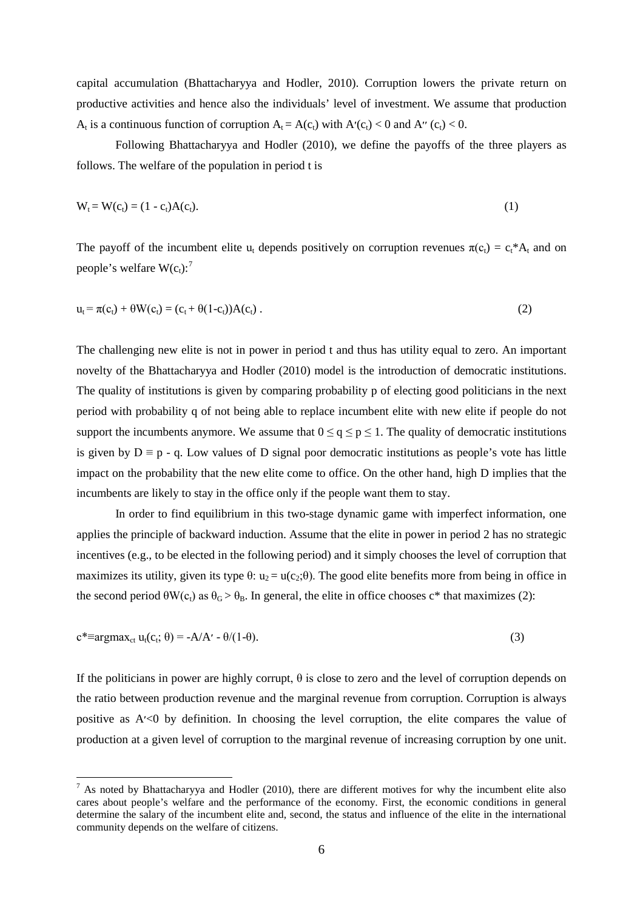capital accumulation (Bhattacharyya and Hodler, 2010). Corruption lowers the private return on productive activities and hence also the individuals' level of investment. We assume that production $A_t$ is a continuous function of corruption $A_t = A(c_t)$ with $A'(c_t) < 0$ and $A''(c_t) < 0$.

Following Bhattacharyya and Hodler (2010), we define the payoffs of the three players as follows. The welfare of the population in period t is

$$W_t = W(c_t) = (1 - c_t)A(c_t). \tag{1}$$

The payoff of the incumbent elite $u_t$ depends positively on corruption revenues $\pi(c_t) = c_t{*}A_t$ and on people's welfare $W(c_t)$:[7]

$$u_t = \pi(c_t) + \theta W(c_t) = (c_t + \theta(1-c_t))A(c_t)\ . \tag{2}$$

The challenging new elite is not in power in period t and thus has utility equal to zero. An important novelty of the Bhattacharyya and Hodler (2010) model is the introduction of democratic institutions. The quality of institutions is given by comparing probability p of electing good politicians in the next period with probability q of not being able to replace incumbent elite with new elite if people do not support the incumbents anymore. We assume that $0 \leq q \leq p \leq 1$. The quality of democratic institutions is given by $D \equiv p - q$. Low values of D signal poor democratic institutions as people's vote has little impact on the probability that the new elite come to office. On the other hand, high D implies that the incumbents are likely to stay in the office only if the people want them to stay.

In order to find equilibrium in this two-stage dynamic game with imperfect information, one applies the principle of backward induction. Assume that the elite in power in period 2 has no strategic incentives (e.g., to be elected in the following period) and it simply chooses the level of corruption that maximizes its utility, given its type $\theta$: $u_2 = u(c_2;\theta)$. The good elite benefits more from being in office in the second period $\theta W(c_t)$ as $\theta_G > \theta_B$. In general, the elite in office chooses $c^*$ that maximizes (2):

$$c^* \equiv \text{argmax}_{c_t}\ u_t(c_t;\ \theta) = -A/A' - \theta/(1-\theta). \tag{3}$$

If the politicians in power are highly corrupt, $\theta$ is close to zero and the level of corruption depends on the ratio between production revenue and the marginal revenue from corruption. Corruption is always positive as $A'<0$ by definition. In choosing the level corruption, the elite compares the value of production at a given level of corruption to the marginal revenue of increasing corruption by one unit.

[7] As noted by Bhattacharyya and Hodler (2010), there are different motives for why the incumbent elite also cares about people's welfare and the performance of the economy. First, the economic conditions in general determine the salary of the incumbent elite and, second, the status and influence of the elite in the international community depends on the welfare of citizens.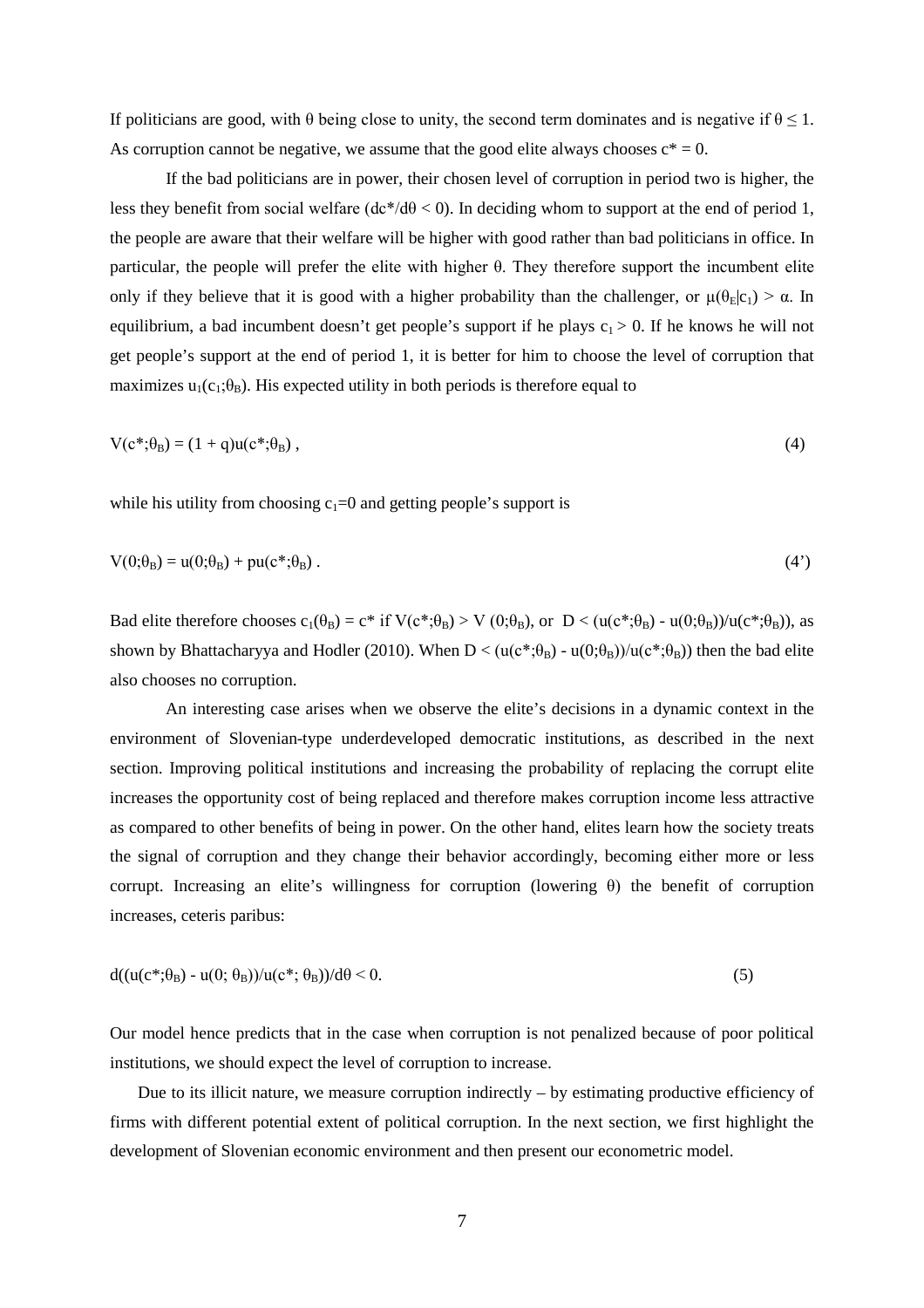If politicians are good, with $\theta$ being close to unity, the second term dominates and is negative if $\theta \leq 1$. As corruption cannot be negative, we assume that the good elite always chooses $c^* = 0$.

If the bad politicians are in power, their chosen level of corruption in period two is higher, the less they benefit from social welfare ($dc^*/d\theta < 0$). In deciding whom to support at the end of period 1, the people are aware that their welfare will be higher with good rather than bad politicians in office. In particular, the people will prefer the elite with higher $\theta$. They therefore support the incumbent elite only if they believe that it is good with a higher probability than the challenger, or $\mu(\theta_E|c_1) > \alpha$. In equilibrium, a bad incumbent doesn't get people's support if he plays $c_1 > 0$. If he knows he will not get people's support at the end of period 1, it is better for him to choose the level of corruption that maximizes $u_1(c_1;\theta_B)$. His expected utility in both periods is therefore equal to

$$V(c^*;\theta_B) = (1 + q)u(c^*;\theta_B) \,, \tag{4}$$

while his utility from choosing $c_1=0$ and getting people's support is

$$V(0;\theta_B) = u(0;\theta_B) + pu(c^*;\theta_B) \,. \tag{4'}$$

Bad elite therefore chooses $c_1(\theta_B) = c^*$ if $V(c^*;\theta_B) > V(0;\theta_B)$, or $D < (u(c^*;\theta_B) - u(0;\theta_B))/u(c^*;\theta_B))$, as shown by Bhattacharyya and Hodler (2010). When $D < (u(c^*;\theta_B) - u(0;\theta_B))/u(c^*;\theta_B))$ then the bad elite also chooses no corruption.

An interesting case arises when we observe the elite's decisions in a dynamic context in the environment of Slovenian-type underdeveloped democratic institutions, as described in the next section. Improving political institutions and increasing the probability of replacing the corrupt elite increases the opportunity cost of being replaced and therefore makes corruption income less attractive as compared to other benefits of being in power. On the other hand, elites learn how the society treats the signal of corruption and they change their behavior accordingly, becoming either more or less corrupt. Increasing an elite's willingness for corruption (lowering $\theta$) the benefit of corruption increases, ceteris paribus:

$$d((u(c^*;\theta_B) - u(0;\theta_B))/u(c^*;\theta_B))/d\theta < 0. \tag{5}$$

Our model hence predicts that in the case when corruption is not penalized because of poor political institutions, we should expect the level of corruption to increase.

Due to its illicit nature, we measure corruption indirectly – by estimating productive efficiency of firms with different potential extent of political corruption. In the next section, we first highlight the development of Slovenian economic environment and then present our econometric model.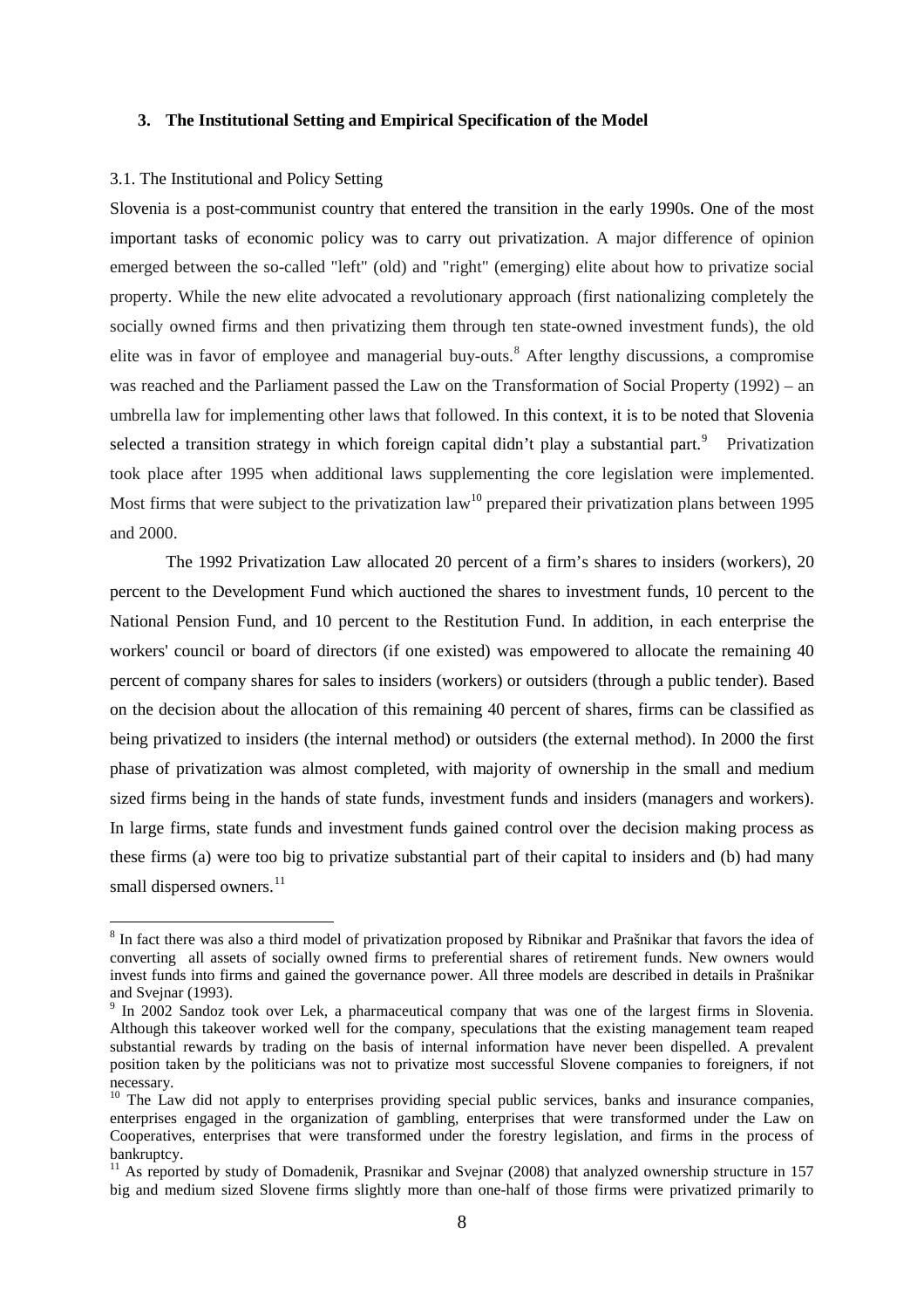### 3. The Institutional Setting and Empirical Specification of the Model

3.1. The Institutional and Policy Setting

Slovenia is a post-communist country that entered the transition in the early 1990s. One of the most important tasks of economic policy was to carry out privatization. A major difference of opinion emerged between the so-called "left" (old) and "right" (emerging) elite about how to privatize social property. While the new elite advocated a revolutionary approach (first nationalizing completely the socially owned firms and then privatizing them through ten state-owned investment funds), the old elite was in favor of employee and managerial buy-outs.[8] After lengthy discussions, a compromise was reached and the Parliament passed the Law on the Transformation of Social Property (1992) – an umbrella law for implementing other laws that followed. In this context, it is to be noted that Slovenia selected a transition strategy in which foreign capital didn't play a substantial part.[9] Privatization took place after 1995 when additional laws supplementing the core legislation were implemented. Most firms that were subject to the privatization law[10] prepared their privatization plans between 1995 and 2000.

The 1992 Privatization Law allocated 20 percent of a firm's shares to insiders (workers), 20 percent to the Development Fund which auctioned the shares to investment funds, 10 percent to the National Pension Fund, and 10 percent to the Restitution Fund. In addition, in each enterprise the workers' council or board of directors (if one existed) was empowered to allocate the remaining 40 percent of company shares for sales to insiders (workers) or outsiders (through a public tender). Based on the decision about the allocation of this remaining 40 percent of shares, firms can be classified as being privatized to insiders (the internal method) or outsiders (the external method). In 2000 the first phase of privatization was almost completed, with majority of ownership in the small and medium sized firms being in the hands of state funds, investment funds and insiders (managers and workers). In large firms, state funds and investment funds gained control over the decision making process as these firms (a) were too big to privatize substantial part of their capital to insiders and (b) had many small dispersed owners.[11]

---

[8] In fact there was also a third model of privatization proposed by Ribnikar and Prašnikar that favors the idea of converting all assets of socially owned firms to preferential shares of retirement funds. New owners would invest funds into firms and gained the governance power. All three models are described in details in Prašnikar and Svejnar (1993).

[9] In 2002 Sandoz took over Lek, a pharmaceutical company that was one of the largest firms in Slovenia. Although this takeover worked well for the company, speculations that the existing management team reaped substantial rewards by trading on the basis of internal information have never been dispelled. A prevalent position taken by the politicians was not to privatize most successful Slovene companies to foreigners, if not necessary.

[10] The Law did not apply to enterprises providing special public services, banks and insurance companies, enterprises engaged in the organization of gambling, enterprises that were transformed under the Law on Cooperatives, enterprises that were transformed under the forestry legislation, and firms in the process of bankruptcy.

[11] As reported by study of Domadenik, Prasnikar and Svejnar (2008) that analyzed ownership structure in 157 big and medium sized Slovene firms slightly more than one-half of those firms were privatized primarily to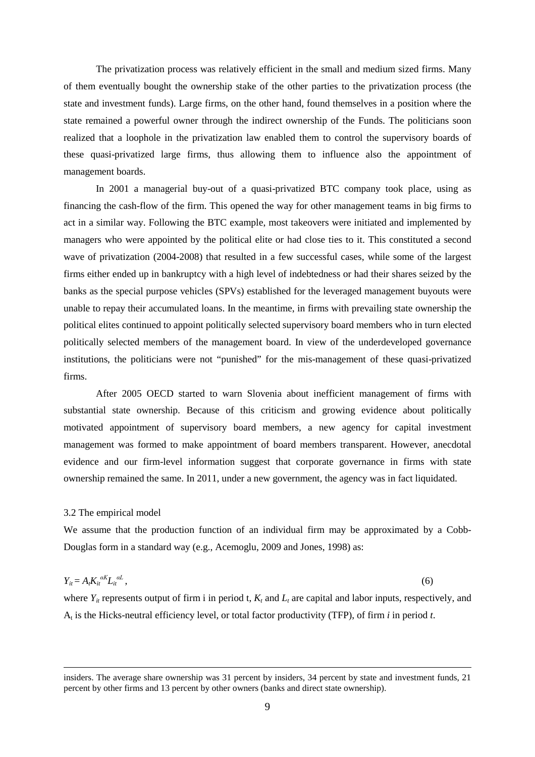The privatization process was relatively efficient in the small and medium sized firms. Many of them eventually bought the ownership stake of the other parties to the privatization process (the state and investment funds). Large firms, on the other hand, found themselves in a position where the state remained a powerful owner through the indirect ownership of the Funds. The politicians soon realized that a loophole in the privatization law enabled them to control the supervisory boards of these quasi-privatized large firms, thus allowing them to influence also the appointment of management boards.

In 2001 a managerial buy-out of a quasi-privatized BTC company took place, using as financing the cash-flow of the firm. This opened the way for other management teams in big firms to act in a similar way. Following the BTC example, most takeovers were initiated and implemented by managers who were appointed by the political elite or had close ties to it. This constituted a second wave of privatization (2004-2008) that resulted in a few successful cases, while some of the largest firms either ended up in bankruptcy with a high level of indebtedness or had their shares seized by the banks as the special purpose vehicles (SPVs) established for the leveraged management buyouts were unable to repay their accumulated loans. In the meantime, in firms with prevailing state ownership the political elites continued to appoint politically selected supervisory board members who in turn elected politically selected members of the management board. In view of the underdeveloped governance institutions, the politicians were not "punished" for the mis-management of these quasi-privatized firms.

After 2005 OECD started to warn Slovenia about inefficient management of firms with substantial state ownership. Because of this criticism and growing evidence about politically motivated appointment of supervisory board members, a new agency for capital investment management was formed to make appointment of board members transparent. However, anecdotal evidence and our firm-level information suggest that corporate governance in firms with state ownership remained the same. In 2011, under a new government, the agency was in fact liquidated.

### 3.2 The empirical model

We assume that the production function of an individual firm may be approximated by a Cobb-Douglas form in a standard way (e.g., Acemoglu, 2009 and Jones, 1998) as:

$$Y_{it} = A_t K_{it}^{\alpha K} L_{it}^{\alpha L}, \tag{6}$$

where $Y_{it}$ represents output of firm i in period t, $K_t$ and $L_t$ are capital and labor inputs, respectively, and $A_t$ is the Hicks-neutral efficiency level, or total factor productivity (TFP), of firm *i* in period *t*.

---

insiders. The average share ownership was 31 percent by insiders, 34 percent by state and investment funds, 21 percent by other firms and 13 percent by other owners (banks and direct state ownership).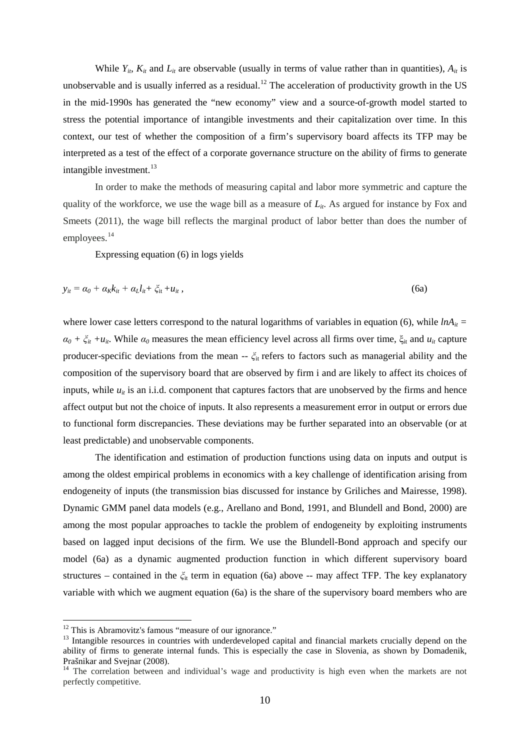While $Y_{it}$, $K_{it}$ and $L_{it}$ are observable (usually in terms of value rather than in quantities), $A_{it}$ is unobservable and is usually inferred as a residual.[12] The acceleration of productivity growth in the US in the mid-1990s has generated the "new economy" view and a source-of-growth model started to stress the potential importance of intangible investments and their capitalization over time. In this context, our test of whether the composition of a firm's supervisory board affects its TFP may be interpreted as a test of the effect of a corporate governance structure on the ability of firms to generate intangible investment.[13]

In order to make the methods of measuring capital and labor more symmetric and capture the quality of the workforce, we use the wage bill as a measure of $L_{it}$. As argued for instance by Fox and Smeets (2011), the wage bill reflects the marginal product of labor better than does the number of employees.[14]

Expressing equation (6) in logs yields

$$y_{it} = \alpha_0 + \alpha_K k_{it} + \alpha_L l_{it} + \xi_{it} + u_{it} , \tag{6a}$$

where lower case letters correspond to the natural logarithms of variables in equation (6), while $lnA_{it} = \alpha_0 + \xi_{it} + u_{it}$. While $\alpha_0$ measures the mean efficiency level across all firms over time, $\xi_{it}$ and $u_{it}$ capture producer-specific deviations from the mean -- $\xi_{it}$ refers to factors such as managerial ability and the composition of the supervisory board that are observed by firm i and are likely to affect its choices of inputs, while $u_{it}$ is an i.i.d. component that captures factors that are unobserved by the firms and hence affect output but not the choice of inputs. It also represents a measurement error in output or errors due to functional form discrepancies. These deviations may be further separated into an observable (or at least predictable) and unobservable components.

The identification and estimation of production functions using data on inputs and output is among the oldest empirical problems in economics with a key challenge of identification arising from endogeneity of inputs (the transmission bias discussed for instance by Griliches and Mairesse, 1998). Dynamic GMM panel data models (e.g., Arellano and Bond, 1991, and Blundell and Bond, 2000) are among the most popular approaches to tackle the problem of endogeneity by exploiting instruments based on lagged input decisions of the firm. We use the Blundell-Bond approach and specify our model (6a) as a dynamic augmented production function in which different supervisory board structures – contained in the $\xi_{it}$ term in equation (6a) above -- may affect TFP. The key explanatory variable with which we augment equation (6a) is the share of the supervisory board members who are

---

[12] This is Abramovitz's famous "measure of our ignorance."

[13] Intangible resources in countries with underdeveloped capital and financial markets crucially depend on the ability of firms to generate internal funds. This is especially the case in Slovenia, as shown by Domadenik, Prašnikar and Svejnar (2008).

[14] The correlation between and individual's wage and productivity is high even when the markets are not perfectly competitive.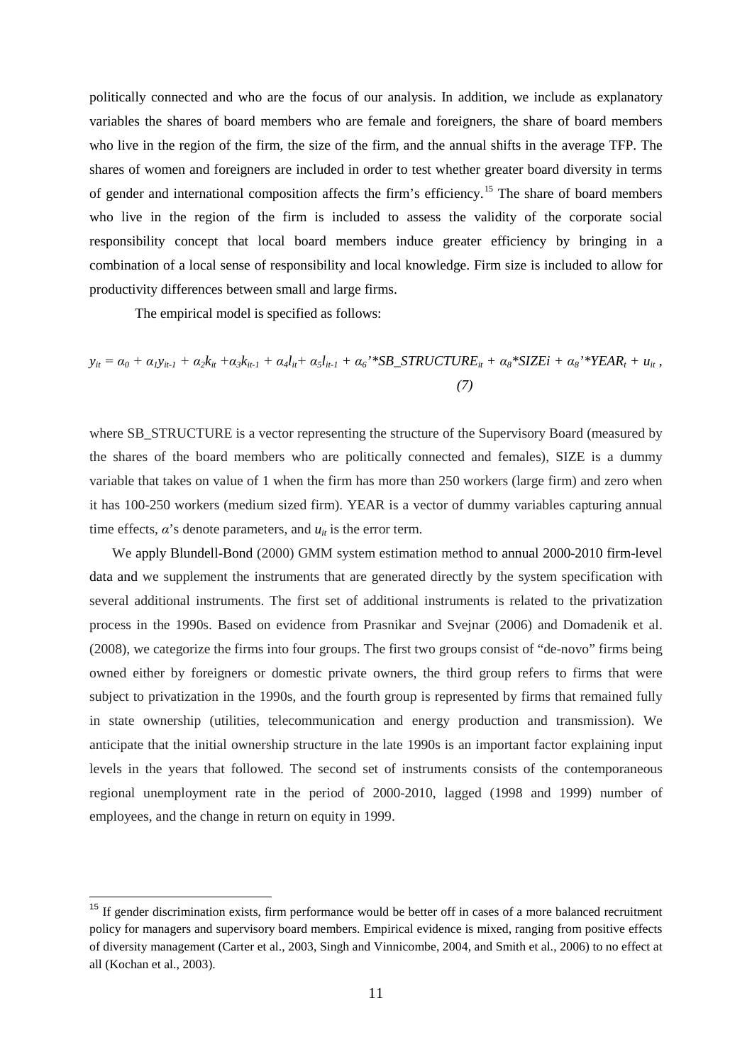politically connected and who are the focus of our analysis. In addition, we include as explanatory variables the shares of board members who are female and foreigners, the share of board members who live in the region of the firm, the size of the firm, and the annual shifts in the average TFP. The shares of women and foreigners are included in order to test whether greater board diversity in terms of gender and international composition affects the firm's efficiency.[15] The share of board members who live in the region of the firm is included to assess the validity of the corporate social responsibility concept that local board members induce greater efficiency by bringing in a combination of a local sense of responsibility and local knowledge. Firm size is included to allow for productivity differences between small and large firms.

The empirical model is specified as follows:

$$y_{it} = \alpha_0 + \alpha_1 y_{it-1} + \alpha_2 k_{it} + \alpha_3 k_{it-1} + \alpha_4 l_{it} + \alpha_5 l_{it-1} + \alpha_6{}'*SB\_STRUCTURE_{it} + \alpha_8 * SIZEi + \alpha_8{}'*YEAR_t + u_{it}\,, \quad (7)$$

where SB_STRUCTURE is a vector representing the structure of the Supervisory Board (measured by the shares of the board members who are politically connected and females), SIZE is a dummy variable that takes on value of 1 when the firm has more than 250 workers (large firm) and zero when it has 100-250 workers (medium sized firm). YEAR is a vector of dummy variables capturing annual time effects, $\alpha$'s denote parameters, and $u_{it}$ is the error term.

We apply Blundell-Bond (2000) GMM system estimation method to annual 2000-2010 firm-level data and we supplement the instruments that are generated directly by the system specification with several additional instruments. The first set of additional instruments is related to the privatization process in the 1990s. Based on evidence from Prasnikar and Svejnar (2006) and Domadenik et al. (2008), we categorize the firms into four groups. The first two groups consist of "de-novo" firms being owned either by foreigners or domestic private owners, the third group refers to firms that were subject to privatization in the 1990s, and the fourth group is represented by firms that remained fully in state ownership (utilities, telecommunication and energy production and transmission). We anticipate that the initial ownership structure in the late 1990s is an important factor explaining input levels in the years that followed. The second set of instruments consists of the contemporaneous regional unemployment rate in the period of 2000-2010, lagged (1998 and 1999) number of employees, and the change in return on equity in 1999.

[15] If gender discrimination exists, firm performance would be better off in cases of a more balanced recruitment policy for managers and supervisory board members. Empirical evidence is mixed, ranging from positive effects of diversity management (Carter et al., 2003, Singh and Vinnicombe, 2004, and Smith et al., 2006) to no effect at all (Kochan et al., 2003).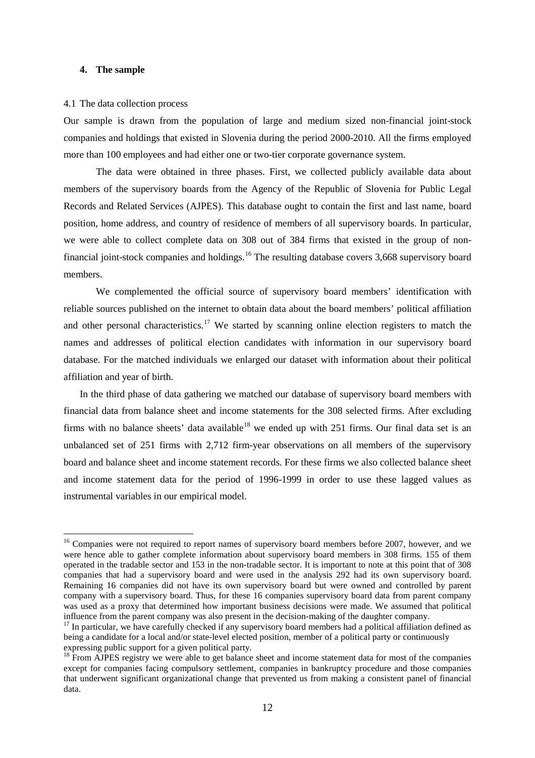### 4. The sample

4.1 The data collection process

Our sample is drawn from the population of large and medium sized non-financial joint-stock companies and holdings that existed in Slovenia during the period 2000-2010. All the firms employed more than 100 employees and had either one or two-tier corporate governance system.

The data were obtained in three phases. First, we collected publicly available data about members of the supervisory boards from the Agency of the Republic of Slovenia for Public Legal Records and Related Services (AJPES). This database ought to contain the first and last name, board position, home address, and country of residence of members of all supervisory boards. In particular, we were able to collect complete data on 308 out of 384 firms that existed in the group of non-financial joint-stock companies and holdings.[16] The resulting database covers 3,668 supervisory board members.

We complemented the official source of supervisory board members' identification with reliable sources published on the internet to obtain data about the board members' political affiliation and other personal characteristics.[17] We started by scanning online election registers to match the names and addresses of political election candidates with information in our supervisory board database. For the matched individuals we enlarged our dataset with information about their political affiliation and year of birth.

In the third phase of data gathering we matched our database of supervisory board members with financial data from balance sheet and income statements for the 308 selected firms. After excluding firms with no balance sheets' data available[18] we ended up with 251 firms. Our final data set is an unbalanced set of 251 firms with 2,712 firm-year observations on all members of the supervisory board and balance sheet and income statement records. For these firms we also collected balance sheet and income statement data for the period of 1996-1999 in order to use these lagged values as instrumental variables in our empirical model.

---

[16] Companies were not required to report names of supervisory board members before 2007, however, and we were hence able to gather complete information about supervisory board members in 308 firms. 155 of them operated in the tradable sector and 153 in the non-tradable sector. It is important to note at this point that of 308 companies that had a supervisory board and were used in the analysis 292 had its own supervisory board. Remaining 16 companies did not have its own supervisory board but were owned and controlled by parent company with a supervisory board. Thus, for these 16 companies supervisory board data from parent company was used as a proxy that determined how important business decisions were made. We assumed that political influence from the parent company was also present in the decision-making of the daughter company.

[17] In particular, we have carefully checked if any supervisory board members had a political affiliation defined as being a candidate for a local and/or state-level elected position, member of a political party or continuously expressing public support for a given political party.

[18] From AJPES registry we were able to get balance sheet and income statement data for most of the companies except for companies facing compulsory settlement, companies in bankruptcy procedure and those companies that underwent significant organizational change that prevented us from making a consistent panel of financial data.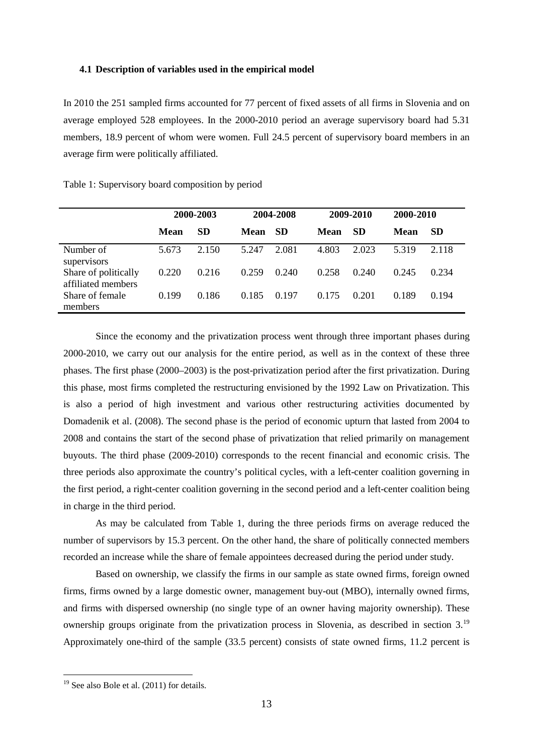### 4.1 Description of variables used in the empirical model

In 2010 the 251 sampled firms accounted for 77 percent of fixed assets of all firms in Slovenia and on average employed 528 employees. In the 2000-2010 period an average supervisory board had 5.31 members, 18.9 percent of whom were women. Full 24.5 percent of supervisory board members in an average firm were politically affiliated.

Table 1: Supervisory board composition by period

| | 2000-2003 | | 2004-2008 | | 2009-2010 | | 2000-2010 | |
|---|---|---|---|---|---|---|---|---|
| | **Mean** | **SD** | **Mean** | **SD** | **Mean** | **SD** | **Mean** | **SD** |
| Number of supervisors | 5.673 | 2.150 | 5.247 | 2.081 | 4.803 | 2.023 | 5.319 | 2.118 |
| Share of politically affiliated members | 0.220 | 0.216 | 0.259 | 0.240 | 0.258 | 0.240 | 0.245 | 0.234 |
| Share of female members | 0.199 | 0.186 | 0.185 | 0.197 | 0.175 | 0.201 | 0.189 | 0.194 |

Since the economy and the privatization process went through three important phases during 2000-2010, we carry out our analysis for the entire period, as well as in the context of these three phases. The first phase (2000–2003) is the post-privatization period after the first privatization. During this phase, most firms completed the restructuring envisioned by the 1992 Law on Privatization. This is also a period of high investment and various other restructuring activities documented by Domadenik et al. (2008). The second phase is the period of economic upturn that lasted from 2004 to 2008 and contains the start of the second phase of privatization that relied primarily on management buyouts. The third phase (2009-2010) corresponds to the recent financial and economic crisis. The three periods also approximate the country's political cycles, with a left-center coalition governing in the first period, a right-center coalition governing in the second period and a left-center coalition being in charge in the third period.

As may be calculated from Table 1, during the three periods firms on average reduced the number of supervisors by 15.3 percent. On the other hand, the share of politically connected members recorded an increase while the share of female appointees decreased during the period under study.

Based on ownership, we classify the firms in our sample as state owned firms, foreign owned firms, firms owned by a large domestic owner, management buy-out (MBO), internally owned firms, and firms with dispersed ownership (no single type of an owner having majority ownership). These ownership groups originate from the privatization process in Slovenia, as described in section 3.[19] Approximately one-third of the sample (33.5 percent) consists of state owned firms, 11.2 percent is

[19] See also Bole et al. (2011) for details.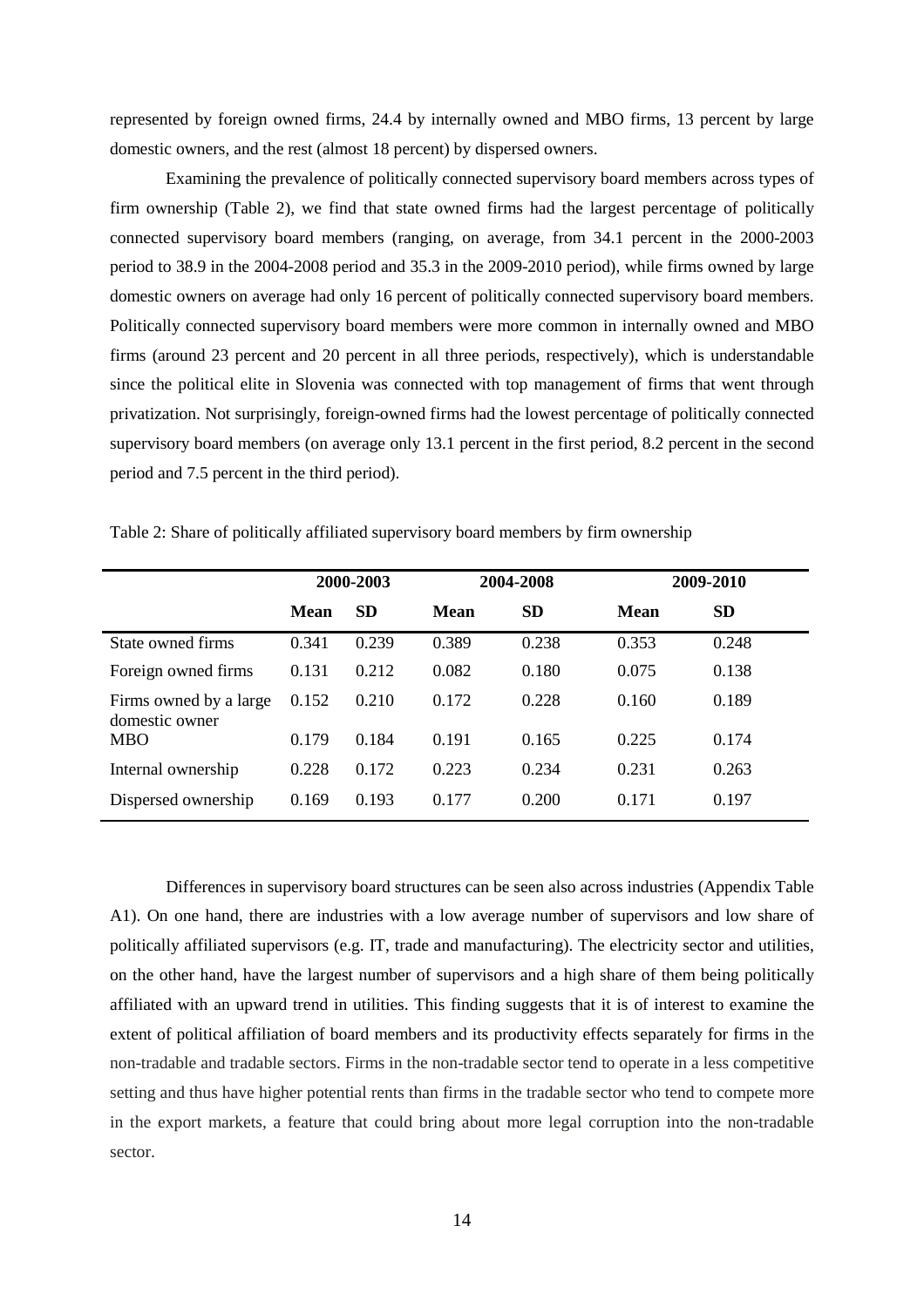represented by foreign owned firms, 24.4 by internally owned and MBO firms, 13 percent by large domestic owners, and the rest (almost 18 percent) by dispersed owners.

Examining the prevalence of politically connected supervisory board members across types of firm ownership (Table 2), we find that state owned firms had the largest percentage of politically connected supervisory board members (ranging, on average, from 34.1 percent in the 2000-2003 period to 38.9 in the 2004-2008 period and 35.3 in the 2009-2010 period), while firms owned by large domestic owners on average had only 16 percent of politically connected supervisory board members. Politically connected supervisory board members were more common in internally owned and MBO firms (around 23 percent and 20 percent in all three periods, respectively), which is understandable since the political elite in Slovenia was connected with top management of firms that went through privatization. Not surprisingly, foreign-owned firms had the lowest percentage of politically connected supervisory board members (on average only 13.1 percent in the first period, 8.2 percent in the second period and 7.5 percent in the third period).

Table 2: Share of politically affiliated supervisory board members by firm ownership

| | 2000-2003 | | 2004-2008 | | 2009-2010 | |
|---|---|---|---|---|---|---|
| | **Mean** | **SD** | **Mean** | **SD** | **Mean** | **SD** |
| State owned firms | 0.341 | 0.239 | 0.389 | 0.238 | 0.353 | 0.248 |
| Foreign owned firms | 0.131 | 0.212 | 0.082 | 0.180 | 0.075 | 0.138 |
| Firms owned by a large domestic owner | 0.152 | 0.210 | 0.172 | 0.228 | 0.160 | 0.189 |
| MBO | 0.179 | 0.184 | 0.191 | 0.165 | 0.225 | 0.174 |
| Internal ownership | 0.228 | 0.172 | 0.223 | 0.234 | 0.231 | 0.263 |
| Dispersed ownership | 0.169 | 0.193 | 0.177 | 0.200 | 0.171 | 0.197 |

Differences in supervisory board structures can be seen also across industries (Appendix Table A1). On one hand, there are industries with a low average number of supervisors and low share of politically affiliated supervisors (e.g. IT, trade and manufacturing). The electricity sector and utilities, on the other hand, have the largest number of supervisors and a high share of them being politically affiliated with an upward trend in utilities. This finding suggests that it is of interest to examine the extent of political affiliation of board members and its productivity effects separately for firms in the non-tradable and tradable sectors. Firms in the non-tradable sector tend to operate in a less competitive setting and thus have higher potential rents than firms in the tradable sector who tend to compete more in the export markets, a feature that could bring about more legal corruption into the non-tradable sector.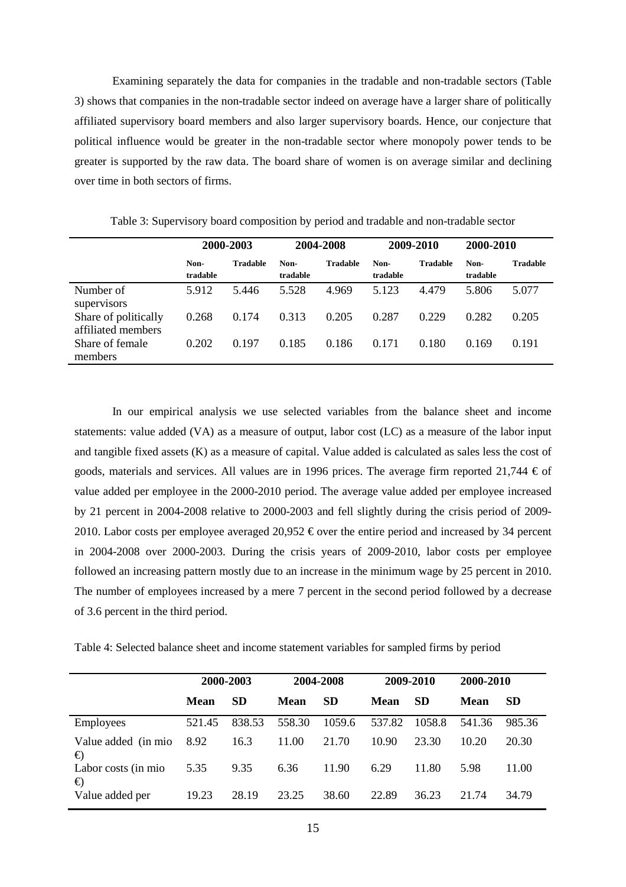Examining separately the data for companies in the tradable and non-tradable sectors (Table 3) shows that companies in the non-tradable sector indeed on average have a larger share of politically affiliated supervisory board members and also larger supervisory boards. Hence, our conjecture that political influence would be greater in the non-tradable sector where monopoly power tends to be greater is supported by the raw data. The board share of women is on average similar and declining over time in both sectors of firms.

Table 3: Supervisory board composition by period and tradable and non-tradable sector

| | 2000-2003 | | 2004-2008 | | 2009-2010 | | 2000-2010 | |
|---|---|---|---|---|---|---|---|---|
| | **Non-tradable** | **Tradable** | **Non-tradable** | **Tradable** | **Non-tradable** | **Tradable** | **Non-tradable** | **Tradable** |
| Number of supervisors | 5.912 | 5.446 | 5.528 | 4.969 | 5.123 | 4.479 | 5.806 | 5.077 |
| Share of politically affiliated members | 0.268 | 0.174 | 0.313 | 0.205 | 0.287 | 0.229 | 0.282 | 0.205 |
| Share of female members | 0.202 | 0.197 | 0.185 | 0.186 | 0.171 | 0.180 | 0.169 | 0.191 |

In our empirical analysis we use selected variables from the balance sheet and income statements: value added (VA) as a measure of output, labor cost (LC) as a measure of the labor input and tangible fixed assets (K) as a measure of capital. Value added is calculated as sales less the cost of goods, materials and services. All values are in 1996 prices. The average firm reported 21,744 € of value added per employee in the 2000-2010 period. The average value added per employee increased by 21 percent in 2004-2008 relative to 2000-2003 and fell slightly during the crisis period of 2009-2010. Labor costs per employee averaged 20,952 € over the entire period and increased by 34 percent in 2004-2008 over 2000-2003. During the crisis years of 2009-2010, labor costs per employee followed an increasing pattern mostly due to an increase in the minimum wage by 25 percent in 2010. The number of employees increased by a mere 7 percent in the second period followed by a decrease of 3.6 percent in the third period.

Table 4: Selected balance sheet and income statement variables for sampled firms by period

| | 2000-2003 | | 2004-2008 | | 2009-2010 | | 2000-2010 | |
|---|---|---|---|---|---|---|---|---|
| | **Mean** | **SD** | **Mean** | **SD** | **Mean** | **SD** | **Mean** | **SD** |
| Employees | 521.45 | 838.53 | 558.30 | 1059.6 | 537.82 | 1058.8 | 541.36 | 985.36 |
| Value added (in mio €) | 8.92 | 16.3 | 11.00 | 21.70 | 10.90 | 23.30 | 10.20 | 20.30 |
| Labor costs (in mio €) | 5.35 | 9.35 | 6.36 | 11.90 | 6.29 | 11.80 | 5.98 | 11.00 |
| Value added per | 19.23 | 28.19 | 23.25 | 38.60 | 22.89 | 36.23 | 21.74 | 34.79 |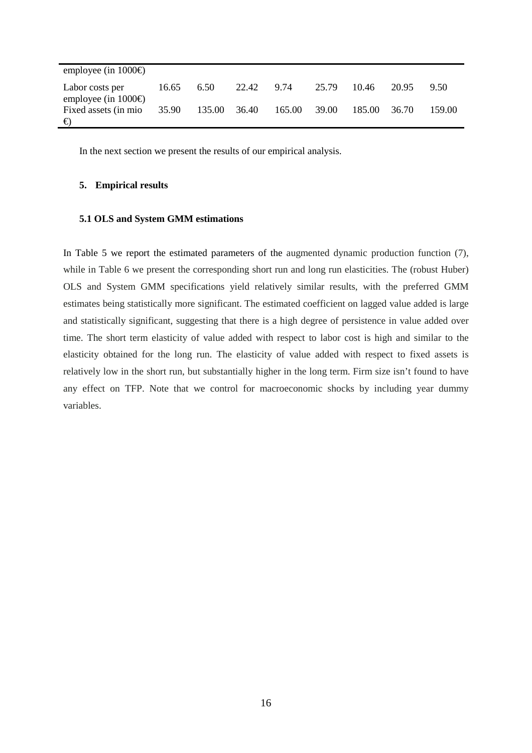| employee (in 1000€) | | | | | | | | |
|---|---|---|---|---|---|---|---|---|
| Labor costs per employee (in 1000€) | 16.65 | 6.50 | 22.42 | 9.74 | 25.79 | 10.46 | 20.95 | 9.50 |
| Fixed assets (in mio €) | 35.90 | 135.00 | 36.40 | 165.00 | 39.00 | 185.00 | 36.70 | 159.00 |

In the next section we present the results of our empirical analysis.

## 5. Empirical results

### 5.1 OLS and System GMM estimations

In Table 5 we report the estimated parameters of the augmented dynamic production function (7), while in Table 6 we present the corresponding short run and long run elasticities. The (robust Huber) OLS and System GMM specifications yield relatively similar results, with the preferred GMM estimates being statistically more significant. The estimated coefficient on lagged value added is large and statistically significant, suggesting that there is a high degree of persistence in value added over time. The short term elasticity of value added with respect to labor cost is high and similar to the elasticity obtained for the long run. The elasticity of value added with respect to fixed assets is relatively low in the short run, but substantially higher in the long term. Firm size isn't found to have any effect on TFP. Note that we control for macroeconomic shocks by including year dummy variables.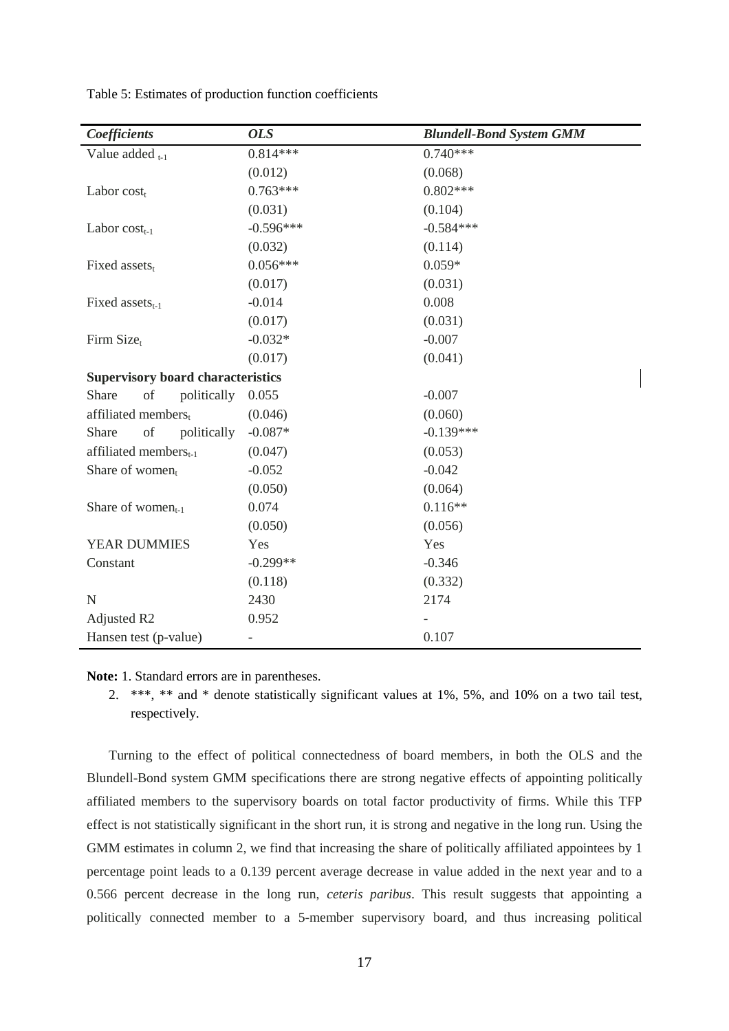Table 5: Estimates of production function coefficients

| *Coefficients* | *OLS* | *Blundell-Bond System GMM* |
|---|---|---|
| Value added $_{t-1}$ | 0.814*** | 0.740*** |
| | (0.012) | (0.068) |
| Labor cost$_t$ | 0.763*** | 0.802*** |
| | (0.031) | (0.104) |
| Labor cost$_{t-1}$ | -0.596*** | -0.584*** |
| | (0.032) | (0.114) |
| Fixed assets$_t$ | 0.056*** | 0.059* |
| | (0.017) | (0.031) |
| Fixed assets$_{t-1}$ | -0.014 | 0.008 |
| | (0.017) | (0.031) |
| Firm Size$_t$ | -0.032* | -0.007 |
| | (0.017) | (0.041) |
| **Supervisory board characteristics** | | |
| Share of politically affiliated members$_t$ | 0.055 | -0.007 |
| | (0.046) | (0.060) |
| Share of politically affiliated members$_{t-1}$ | -0.087* | -0.139*** |
| | (0.047) | (0.053) |
| Share of women$_t$ | -0.052 | -0.042 |
| | (0.050) | (0.064) |
| Share of women$_{t-1}$ | 0.074 | 0.116** |
| | (0.050) | (0.056) |
| YEAR DUMMIES | Yes | Yes |
| Constant | -0.299** | -0.346 |
| | (0.118) | (0.332) |
| N | 2430 | 2174 |
| Adjusted R2 | 0.952 | - |
| Hansen test (p-value) | - | 0.107 |

**Note:** 1. Standard errors are in parentheses.

2. ***, ** and * denote statistically significant values at 1%, 5%, and 10% on a two tail test, respectively.

Turning to the effect of political connectedness of board members, in both the OLS and the Blundell-Bond system GMM specifications there are strong negative effects of appointing politically affiliated members to the supervisory boards on total factor productivity of firms. While this TFP effect is not statistically significant in the short run, it is strong and negative in the long run. Using the GMM estimates in column 2, we find that increasing the share of politically affiliated appointees by 1 percentage point leads to a 0.139 percent average decrease in value added in the next year and to a 0.566 percent decrease in the long run, *ceteris paribus*. This result suggests that appointing a politically connected member to a 5-member supervisory board, and thus increasing political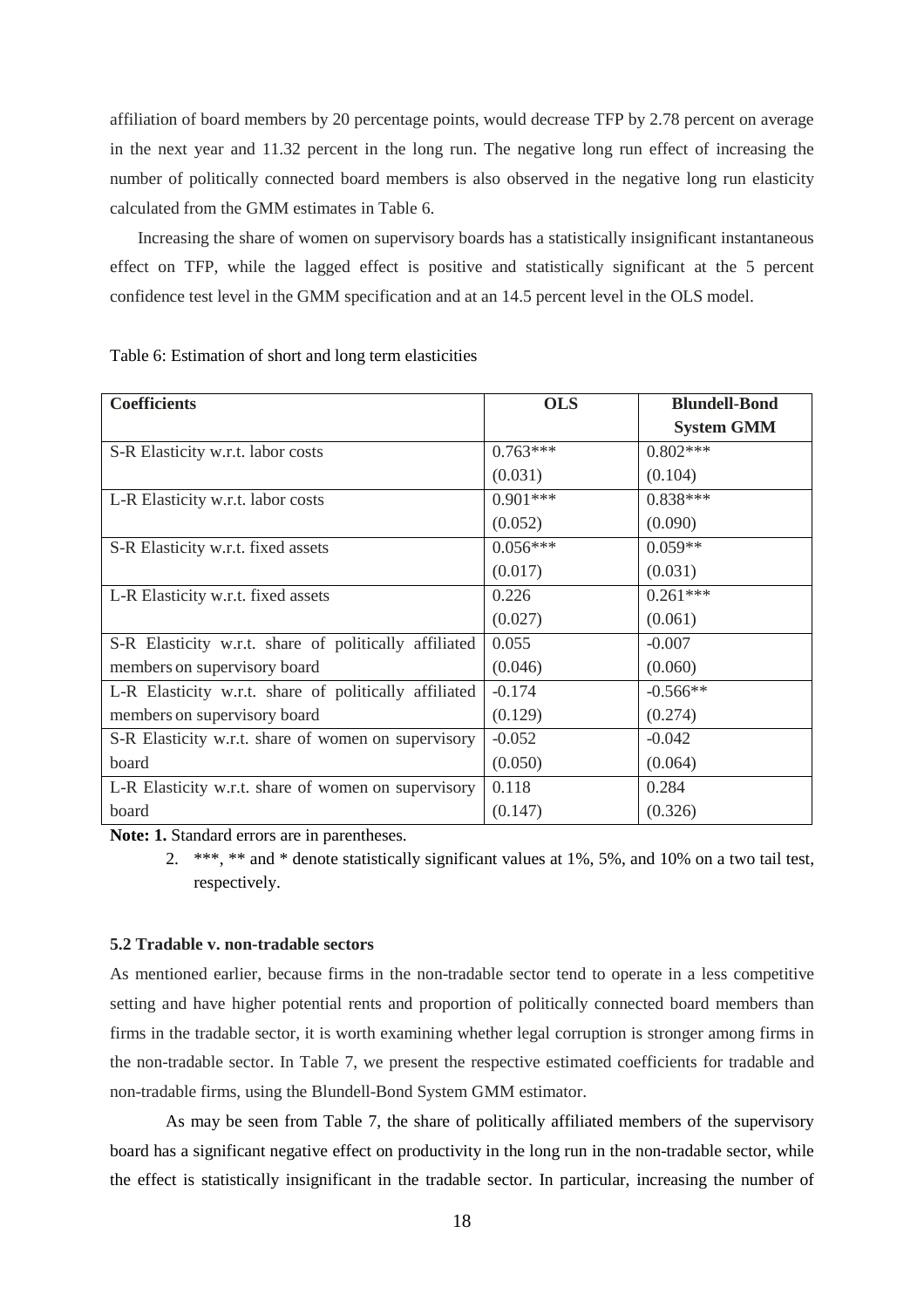affiliation of board members by 20 percentage points, would decrease TFP by 2.78 percent on average in the next year and 11.32 percent in the long run. The negative long run effect of increasing the number of politically connected board members is also observed in the negative long run elasticity calculated from the GMM estimates in Table 6.

Increasing the share of women on supervisory boards has a statistically insignificant instantaneous effect on TFP, while the lagged effect is positive and statistically significant at the 5 percent confidence test level in the GMM specification and at an 14.5 percent level in the OLS model.

Table 6: Estimation of short and long term elasticities

| Coefficients | OLS | Blundell-Bond System GMM |
|---|---|---|
| S-R Elasticity w.r.t. labor costs | 0.763*** (0.031) | 0.802*** (0.104) |
| L-R Elasticity w.r.t. labor costs | 0.901*** (0.052) | 0.838*** (0.090) |
| S-R Elasticity w.r.t. fixed assets | 0.056*** (0.017) | 0.059** (0.031) |
| L-R Elasticity w.r.t. fixed assets | 0.226 (0.027) | 0.261*** (0.061) |
| S-R Elasticity w.r.t. share of politically affiliated members on supervisory board | 0.055 (0.046) | -0.007 (0.060) |
| L-R Elasticity w.r.t. share of politically affiliated members on supervisory board | -0.174 (0.129) | -0.566** (0.274) |
| S-R Elasticity w.r.t. share of women on supervisory board | -0.052 (0.050) | -0.042 (0.064) |
| L-R Elasticity w.r.t. share of women on supervisory board | 0.118 (0.147) | 0.284 (0.326) |

**Note: 1.** Standard errors are in parentheses.

2. ***, ** and * denote statistically significant values at 1%, 5%, and 10% on a two tail test, respectively.

#### 5.2 Tradable v. non-tradable sectors

As mentioned earlier, because firms in the non-tradable sector tend to operate in a less competitive setting and have higher potential rents and proportion of politically connected board members than firms in the tradable sector, it is worth examining whether legal corruption is stronger among firms in the non-tradable sector. In Table 7, we present the respective estimated coefficients for tradable and non-tradable firms, using the Blundell-Bond System GMM estimator.

As may be seen from Table 7, the share of politically affiliated members of the supervisory board has a significant negative effect on productivity in the long run in the non-tradable sector, while the effect is statistically insignificant in the tradable sector. In particular, increasing the number of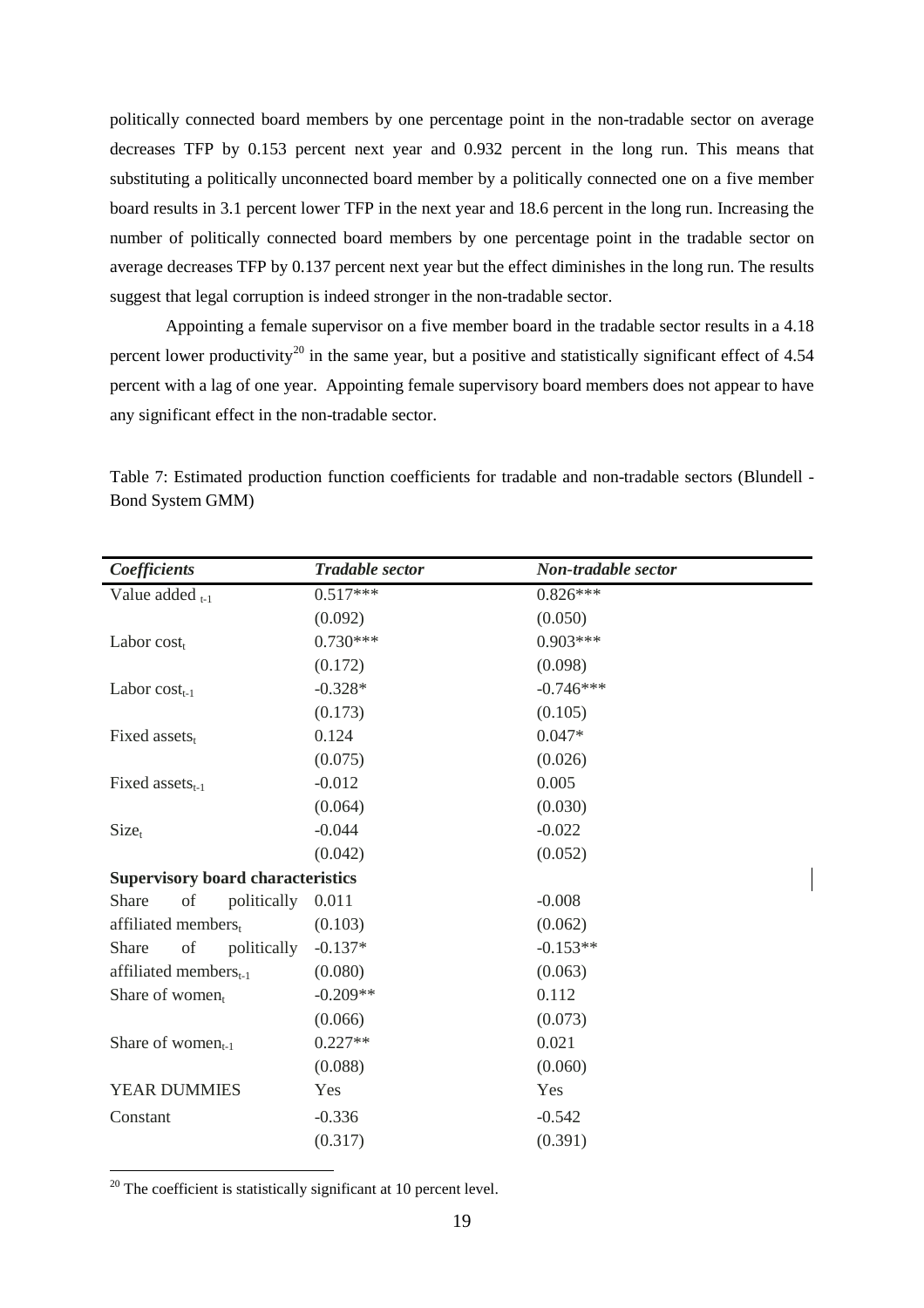politically connected board members by one percentage point in the non-tradable sector on average decreases TFP by 0.153 percent next year and 0.932 percent in the long run. This means that substituting a politically unconnected board member by a politically connected one on a five member board results in 3.1 percent lower TFP in the next year and 18.6 percent in the long run. Increasing the number of politically connected board members by one percentage point in the tradable sector on average decreases TFP by 0.137 percent next year but the effect diminishes in the long run. The results suggest that legal corruption is indeed stronger in the non-tradable sector.

Appointing a female supervisor on a five member board in the tradable sector results in a 4.18 percent lower productivity[20] in the same year, but a positive and statistically significant effect of 4.54 percent with a lag of one year. Appointing female supervisory board members does not appear to have any significant effect in the non-tradable sector.

Table 7: Estimated production function coefficients for tradable and non-tradable sectors (Blundell - Bond System GMM)

| *Coefficients* | *Tradable sector* | *Non-tradable sector* |
|---|---|---|
| Value added $_{t-1}$ | 0.517*** | 0.826*** |
| | (0.092) | (0.050) |
| Labor cost$_t$ | 0.730*** | 0.903*** |
| | (0.172) | (0.098) |
| Labor cost$_{t-1}$ | -0.328* | -0.746*** |
| | (0.173) | (0.105) |
| Fixed assets$_t$ | 0.124 | 0.047* |
| | (0.075) | (0.026) |
| Fixed assets$_{t-1}$ | -0.012 | 0.005 |
| | (0.064) | (0.030) |
| Size$_t$ | -0.044 | -0.022 |
| | (0.042) | (0.052) |
| **Supervisory board characteristics** | | |
| Share of politically affiliated members$_t$ | 0.011 | -0.008 |
| | (0.103) | (0.062) |
| Share of politically affiliated members$_{t-1}$ | -0.137* | -0.153** |
| | (0.080) | (0.063) |
| Share of women$_t$ | -0.209** | 0.112 |
| | (0.066) | (0.073) |
| Share of women$_{t-1}$ | 0.227** | 0.021 |
| | (0.088) | (0.060) |
| YEAR DUMMIES | Yes | Yes |
| Constant | -0.336 | -0.542 |
| | (0.317) | (0.391) |

[20] The coefficient is statistically significant at 10 percent level.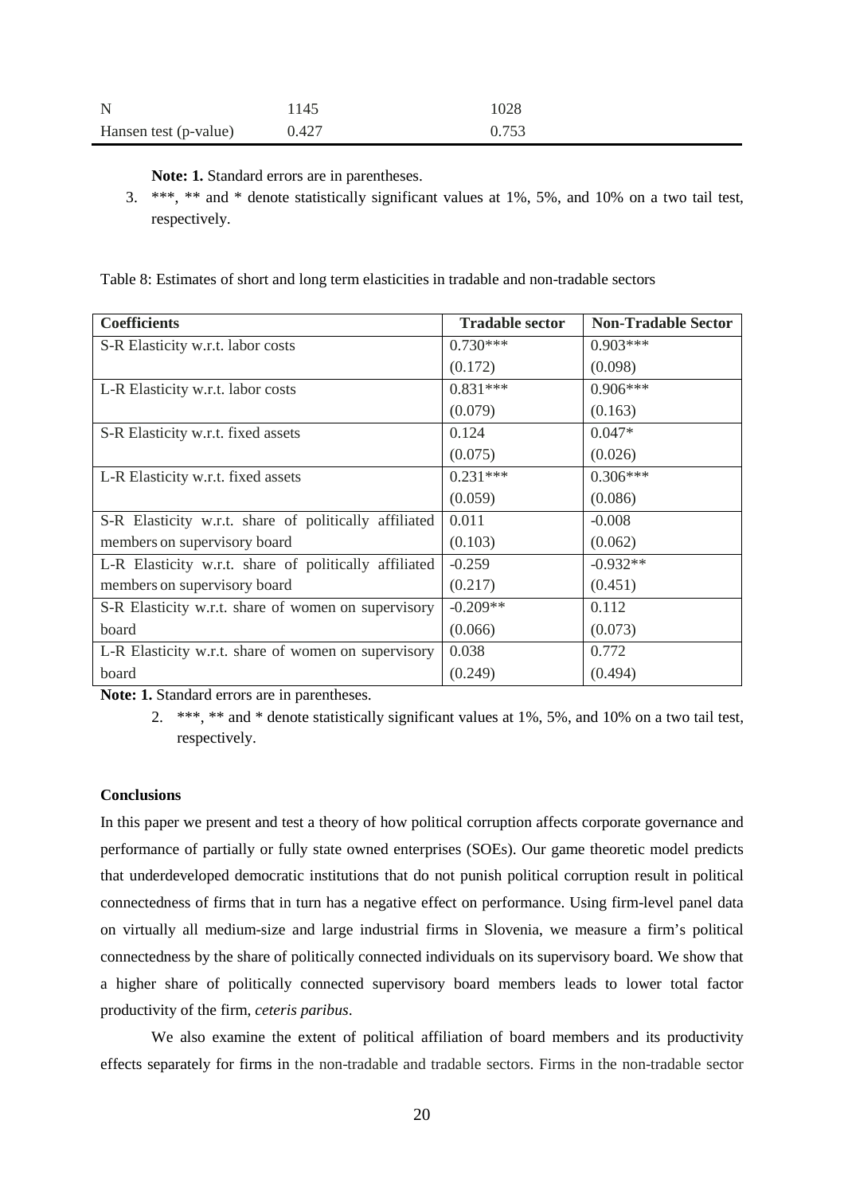| N | 1145 | 1028 |
| --- | --- | --- |
| Hansen test (p-value) | 0.427 | 0.753 |

**Note: 1.** Standard errors are in parentheses.

3. ***, ** and * denote statistically significant values at 1%, 5%, and 10% on a two tail test, respectively.

Table 8: Estimates of short and long term elasticities in tradable and non-tradable sectors

| Coefficients | Tradable sector | Non-Tradable Sector |
| --- | --- | --- |
| S-R Elasticity w.r.t. labor costs | 0.730*** | 0.903*** |
| | (0.172) | (0.098) |
| L-R Elasticity w.r.t. labor costs | 0.831*** | 0.906*** |
| | (0.079) | (0.163) |
| S-R Elasticity w.r.t. fixed assets | 0.124 | 0.047* |
| | (0.075) | (0.026) |
| L-R Elasticity w.r.t. fixed assets | 0.231*** | 0.306*** |
| | (0.059) | (0.086) |
| S-R Elasticity w.r.t. share of politically affiliated members on supervisory board | 0.011 | -0.008 |
| | (0.103) | (0.062) |
| L-R Elasticity w.r.t. share of politically affiliated members on supervisory board | -0.259 | -0.932** |
| | (0.217) | (0.451) |
| S-R Elasticity w.r.t. share of women on supervisory board | -0.209** | 0.112 |
| | (0.066) | (0.073) |
| L-R Elasticity w.r.t. share of women on supervisory board | 0.038 | 0.772 |
| | (0.249) | (0.494) |

**Note: 1.** Standard errors are in parentheses.

2. ***, ** and * denote statistically significant values at 1%, 5%, and 10% on a two tail test, respectively.

**Conclusions**

In this paper we present and test a theory of how political corruption affects corporate governance and performance of partially or fully state owned enterprises (SOEs). Our game theoretic model predicts that underdeveloped democratic institutions that do not punish political corruption result in political connectedness of firms that in turn has a negative effect on performance. Using firm-level panel data on virtually all medium-size and large industrial firms in Slovenia, we measure a firm's political connectedness by the share of politically connected individuals on its supervisory board. We show that a higher share of politically connected supervisory board members leads to lower total factor productivity of the firm, *ceteris paribus*.

We also examine the extent of political affiliation of board members and its productivity effects separately for firms in the non-tradable and tradable sectors. Firms in the non-tradable sector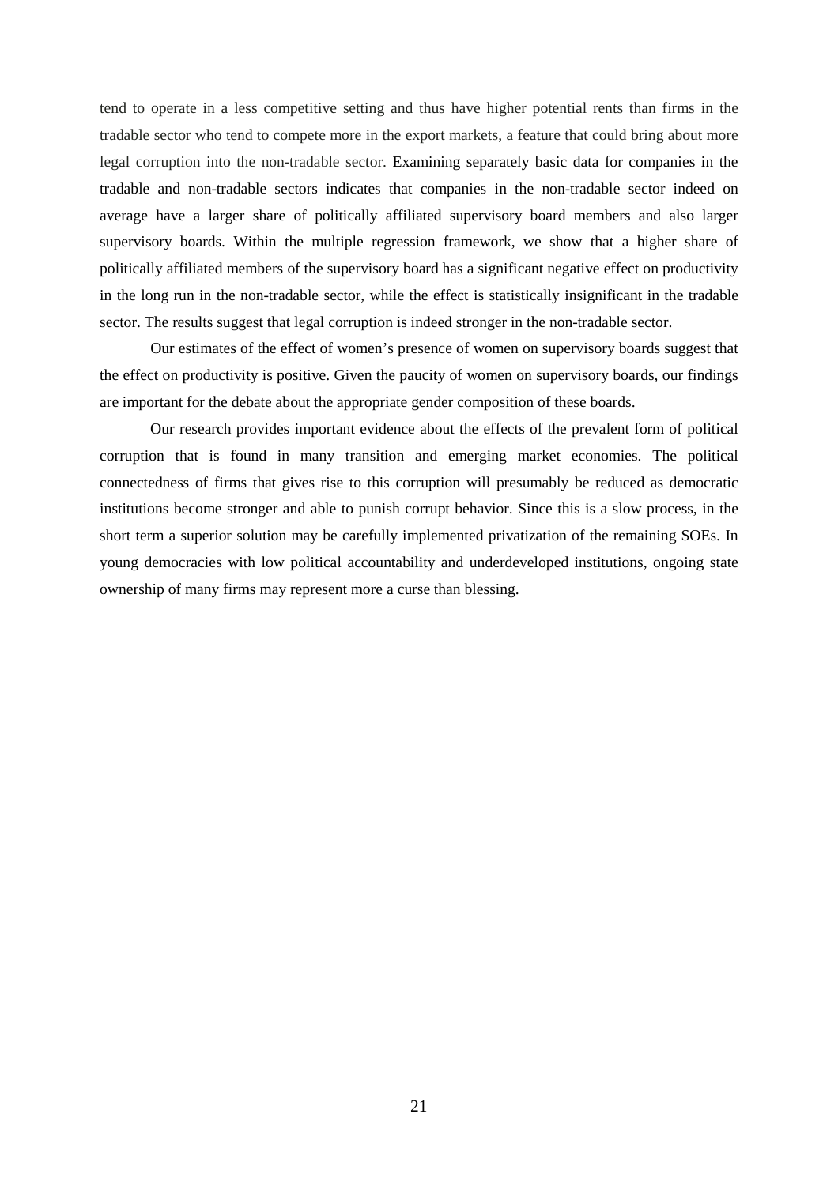tend to operate in a less competitive setting and thus have higher potential rents than firms in the tradable sector who tend to compete more in the export markets, a feature that could bring about more legal corruption into the non-tradable sector. Examining separately basic data for companies in the tradable and non-tradable sectors indicates that companies in the non-tradable sector indeed on average have a larger share of politically affiliated supervisory board members and also larger supervisory boards. Within the multiple regression framework, we show that a higher share of politically affiliated members of the supervisory board has a significant negative effect on productivity in the long run in the non-tradable sector, while the effect is statistically insignificant in the tradable sector. The results suggest that legal corruption is indeed stronger in the non-tradable sector.

Our estimates of the effect of women's presence of women on supervisory boards suggest that the effect on productivity is positive. Given the paucity of women on supervisory boards, our findings are important for the debate about the appropriate gender composition of these boards.

Our research provides important evidence about the effects of the prevalent form of political corruption that is found in many transition and emerging market economies. The political connectedness of firms that gives rise to this corruption will presumably be reduced as democratic institutions become stronger and able to punish corrupt behavior. Since this is a slow process, in the short term a superior solution may be carefully implemented privatization of the remaining SOEs. In young democracies with low political accountability and underdeveloped institutions, ongoing state ownership of many firms may represent more a curse than blessing.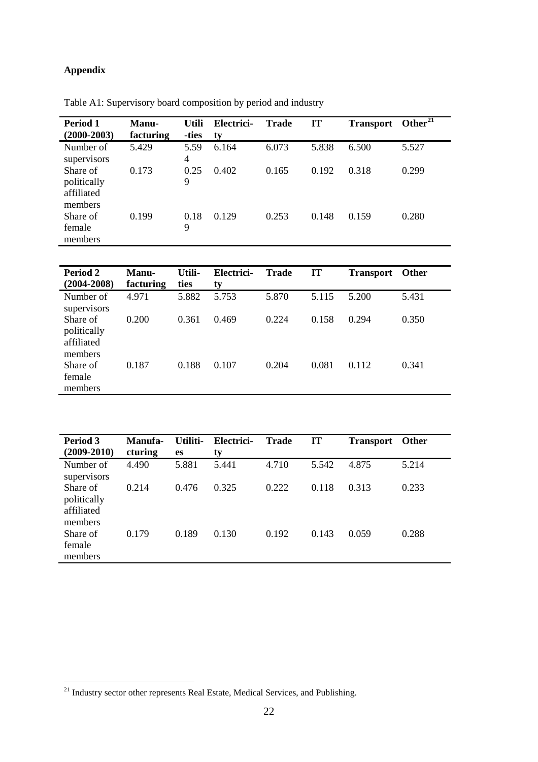**Appendix**

Table A1: Supervisory board composition by period and industry

| Period 1 (2000-2003) | Manu-facturing | Utili-ties | Electrici-ty | Trade | IT | Transport | Other[21] |
|---|---|---|---|---|---|---|---|
| Number of supervisors | 5.429 | 5.594 | 6.164 | 6.073 | 5.838 | 6.500 | 5.527 |
| Share of politically affiliated members | 0.173 | 0.259 | 0.402 | 0.165 | 0.192 | 0.318 | 0.299 |
| Share of female members | 0.199 | 0.189 | 0.129 | 0.253 | 0.148 | 0.159 | 0.280 |

| Period 2 (2004-2008) | Manu-facturing | Utili-ties | Electrici-ty | Trade | IT | Transport | Other |
|---|---|---|---|---|---|---|---|
| Number of supervisors | 4.971 | 5.882 | 5.753 | 5.870 | 5.115 | 5.200 | 5.431 |
| Share of politically affiliated members | 0.200 | 0.361 | 0.469 | 0.224 | 0.158 | 0.294 | 0.350 |
| Share of female members | 0.187 | 0.188 | 0.107 | 0.204 | 0.081 | 0.112 | 0.341 |

| Period 3 (2009-2010) | Manufa-cturing | Utiliti-es | Electrici-ty | Trade | IT | Transport | Other |
|---|---|---|---|---|---|---|---|
| Number of supervisors | 4.490 | 5.881 | 5.441 | 4.710 | 5.542 | 4.875 | 5.214 |
| Share of politically affiliated members | 0.214 | 0.476 | 0.325 | 0.222 | 0.118 | 0.313 | 0.233 |
| Share of female members | 0.179 | 0.189 | 0.130 | 0.192 | 0.143 | 0.059 | 0.288 |

[21] Industry sector other represents Real Estate, Medical Services, and Publishing.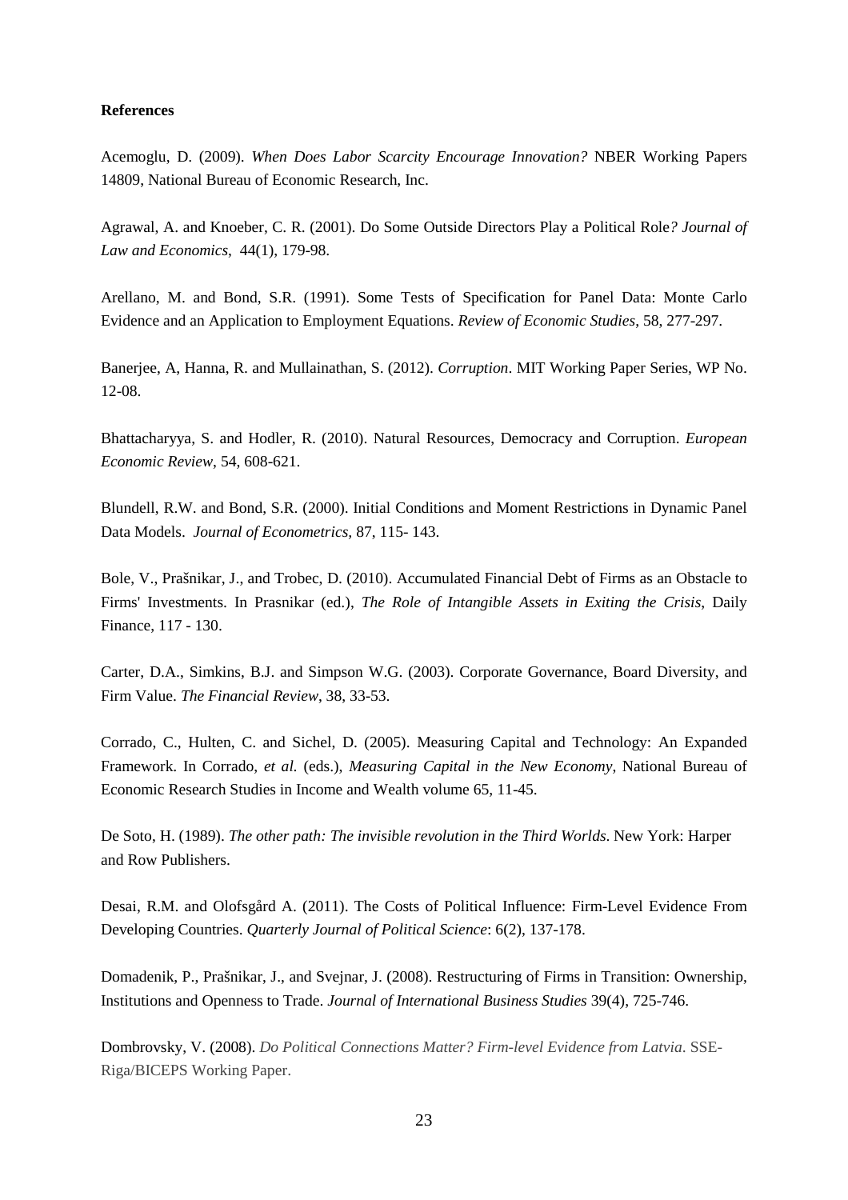**References**

Acemoglu, D. (2009). *When Does Labor Scarcity Encourage Innovation?* NBER Working Papers 14809, National Bureau of Economic Research, Inc.

Agrawal, A. and Knoeber, C. R. (2001). Do Some Outside Directors Play a Political Role*? Journal of Law and Economics*, 44(1), 179-98.

Arellano, M. and Bond, S.R. (1991). Some Tests of Specification for Panel Data: Monte Carlo Evidence and an Application to Employment Equations. *Review of Economic Studies*, 58, 277-297.

Banerjee, A, Hanna, R. and Mullainathan, S. (2012). *Corruption*. MIT Working Paper Series, WP No. 12-08.

Bhattacharyya, S. and Hodler, R. (2010). Natural Resources, Democracy and Corruption. *European Economic Review*, 54, 608-621.

Blundell, R.W. and Bond, S.R. (2000). Initial Conditions and Moment Restrictions in Dynamic Panel Data Models. *Journal of Econometrics*, 87, 115- 143.

Bole, V., Prašnikar, J., and Trobec, D. (2010). Accumulated Financial Debt of Firms as an Obstacle to Firms' Investments. In Prasnikar (ed.), *The Role of Intangible Assets in Exiting the Crisis*, Daily Finance, 117 - 130.

Carter, D.A., Simkins, B.J. and Simpson W.G. (2003). Corporate Governance, Board Diversity, and Firm Value. *The Financial Review*, 38, 33-53.

Corrado, C., Hulten, C. and Sichel, D. (2005). Measuring Capital and Technology: An Expanded Framework. In Corrado, *et al.* (eds.), *Measuring Capital in the New Economy*, National Bureau of Economic Research Studies in Income and Wealth volume 65, 11-45.

De Soto, H. (1989). *The other path: The invisible revolution in the Third Worlds*. New York: Harper and Row Publishers.

Desai, R.M. and Olofsgård A. (2011). The Costs of Political Influence: Firm-Level Evidence From Developing Countries. *Quarterly Journal of Political Science*: 6(2), 137-178.

Domadenik, P., Prašnikar, J., and Svejnar, J. (2008). Restructuring of Firms in Transition: Ownership, Institutions and Openness to Trade. *Journal of International Business Studies* 39(4), 725-746.

Dombrovsky, V. (2008). *Do Political Connections Matter? Firm-level Evidence from Latvia*. SSE-Riga/BICEPS Working Paper.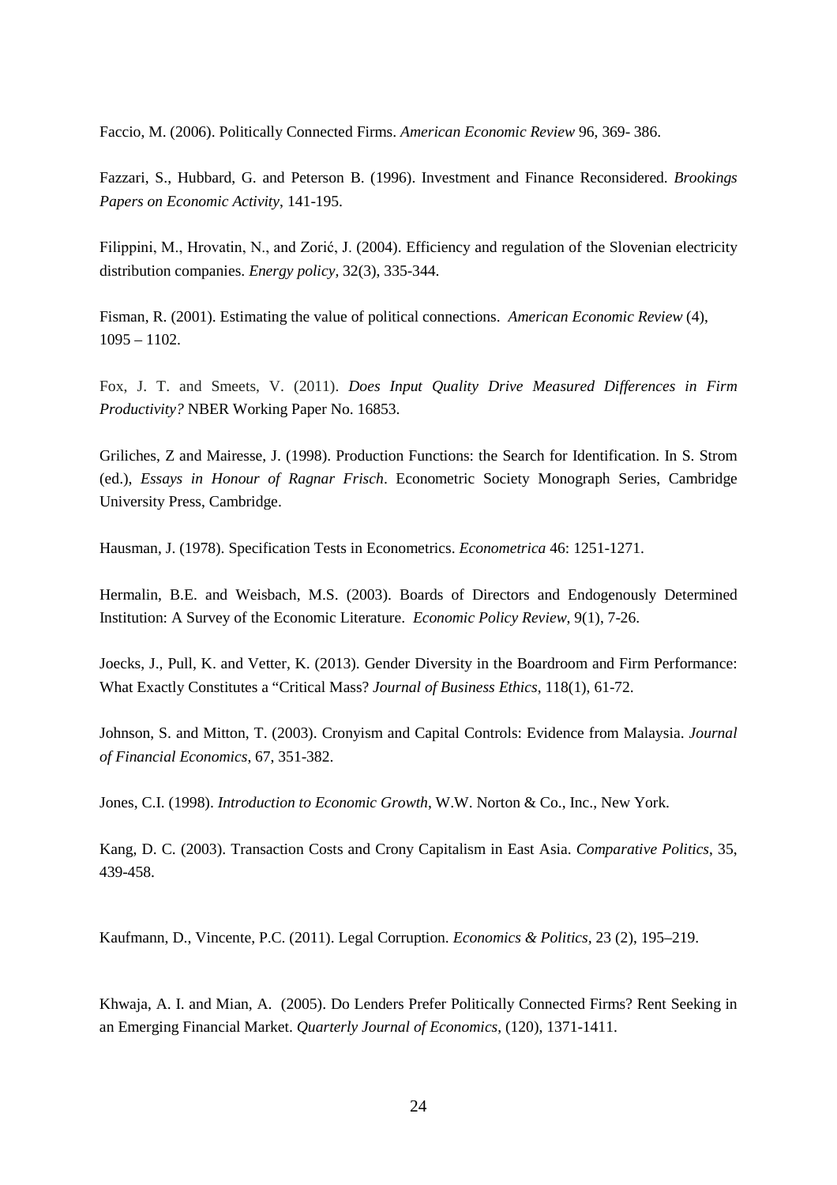Faccio, M. (2006). Politically Connected Firms. *American Economic Review* 96, 369- 386.

Fazzari, S., Hubbard, G. and Peterson B. (1996). Investment and Finance Reconsidered. *Brookings Papers on Economic Activity*, 141-195.

Filippini, M., Hrovatin, N., and Zorić, J. (2004). Efficiency and regulation of the Slovenian electricity distribution companies. *Energy policy*, 32(3), 335-344.

Fisman, R. (2001). Estimating the value of political connections. *American Economic Review* (4), 1095 – 1102.

Fox, J. T. and Smeets, V. (2011). *Does Input Quality Drive Measured Differences in Firm Productivity?* NBER Working Paper No. 16853.

Griliches, Z and Mairesse, J. (1998). Production Functions: the Search for Identification. In S. Strom (ed.), *Essays in Honour of Ragnar Frisch*. Econometric Society Monograph Series, Cambridge University Press, Cambridge.

Hausman, J. (1978). Specification Tests in Econometrics. *Econometrica* 46: 1251-1271.

Hermalin, B.E. and Weisbach, M.S. (2003). Boards of Directors and Endogenously Determined Institution: A Survey of the Economic Literature. *Economic Policy Review*, 9(1), 7-26.

Joecks, J., Pull, K. and Vetter, K. (2013). Gender Diversity in the Boardroom and Firm Performance: What Exactly Constitutes a "Critical Mass? *Journal of Business Ethics*, 118(1), 61-72.

Johnson, S. and Mitton, T. (2003). Cronyism and Capital Controls: Evidence from Malaysia. *Journal of Financial Economics*, 67, 351-382.

Jones, C.I. (1998). *Introduction to Economic Growth*, W.W. Norton & Co., Inc., New York.

Kang, D. C. (2003). Transaction Costs and Crony Capitalism in East Asia. *Comparative Politics*, 35, 439-458.

Kaufmann, D., Vincente, P.C. (2011). Legal Corruption. *Economics & Politics*, 23 (2), 195–219.

Khwaja, A. I. and Mian, A. (2005). Do Lenders Prefer Politically Connected Firms? Rent Seeking in an Emerging Financial Market. *Quarterly Journal of Economics*, (120), 1371-1411.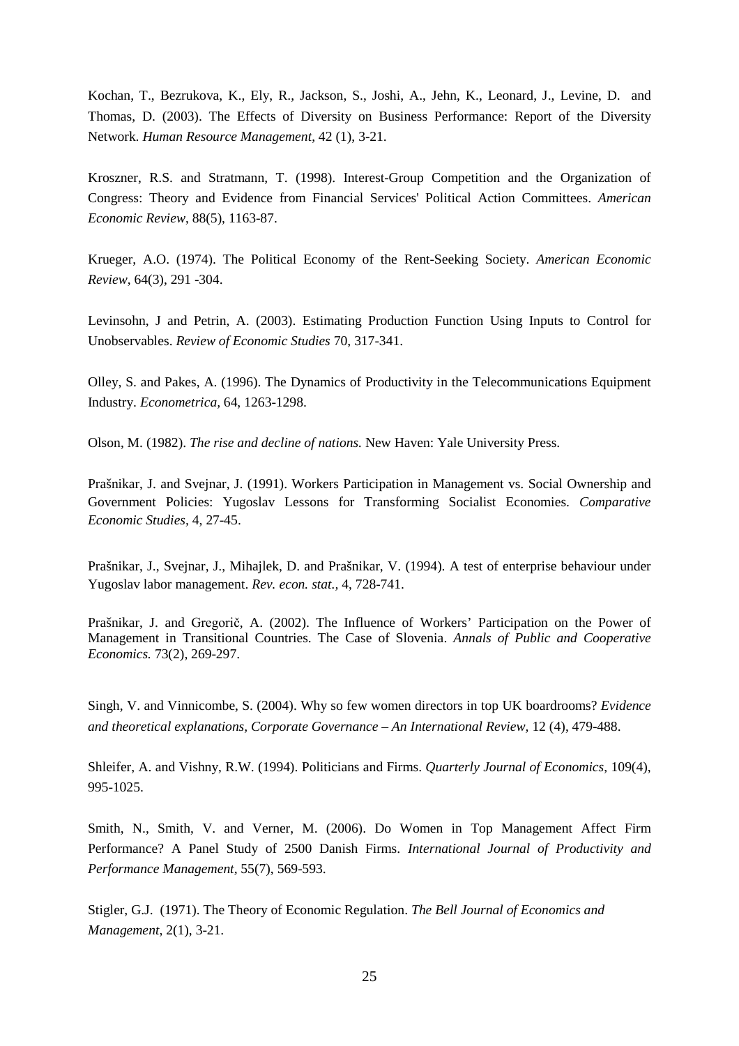Kochan, T., Bezrukova, K., Ely, R., Jackson, S., Joshi, A., Jehn, K., Leonard, J., Levine, D. and Thomas, D. (2003). The Effects of Diversity on Business Performance: Report of the Diversity Network. *Human Resource Management*, 42 (1), 3-21.

Kroszner, R.S. and Stratmann, T. (1998). Interest-Group Competition and the Organization of Congress: Theory and Evidence from Financial Services' Political Action Committees. *American Economic Review*, 88(5), 1163-87.

Krueger, A.O. (1974). The Political Economy of the Rent-Seeking Society. *American Economic Review*, 64(3), 291 -304.

Levinsohn, J and Petrin, A. (2003). Estimating Production Function Using Inputs to Control for Unobservables. *Review of Economic Studies* 70, 317-341.

Olley, S. and Pakes, A. (1996). The Dynamics of Productivity in the Telecommunications Equipment Industry. *Econometrica*, 64, 1263-1298.

Olson, M. (1982). *The rise and decline of nations.* New Haven: Yale University Press.

Prašnikar, J. and Svejnar, J. (1991). Workers Participation in Management vs. Social Ownership and Government Policies: Yugoslav Lessons for Transforming Socialist Economies. *Comparative Economic Studies*, 4, 27-45.

Prašnikar, J., Svejnar, J., Mihajlek, D. and Prašnikar, V. (1994). A test of enterprise behaviour under Yugoslav labor management. *Rev. econ. stat.*, 4, 728-741.

Prašnikar, J. and Gregorič, A. (2002). The Influence of Workers' Participation on the Power of Management in Transitional Countries. The Case of Slovenia. *Annals of Public and Cooperative Economics.* 73(2), 269-297.

Singh, V. and Vinnicombe, S. (2004). Why so few women directors in top UK boardrooms? *Evidence and theoretical explanations, Corporate Governance – An International Review*, 12 (4), 479-488.

Shleifer, A. and Vishny, R.W. (1994). Politicians and Firms. *Quarterly Journal of Economics*, 109(4), 995-1025.

Smith, N., Smith, V. and Verner, M. (2006). Do Women in Top Management Affect Firm Performance? A Panel Study of 2500 Danish Firms. *International Journal of Productivity and Performance Management*, 55(7), 569-593.

Stigler, G.J. (1971). The Theory of Economic Regulation. *The Bell Journal of Economics and Management*, 2(1), 3-21.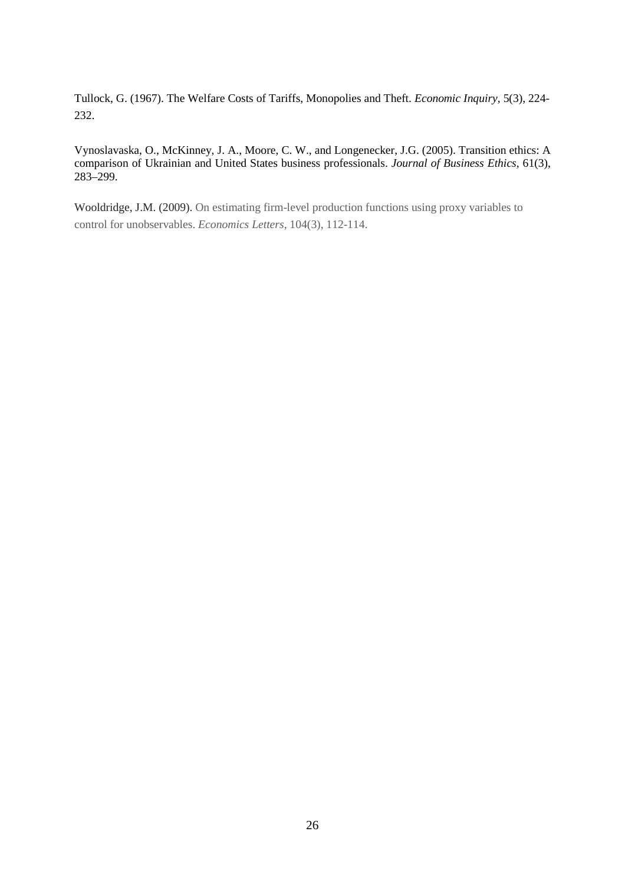Tullock, G. (1967). The Welfare Costs of Tariffs, Monopolies and Theft. *Economic Inquiry,* 5(3), 224-232.

Vynoslavaska, O., McKinney, J. A., Moore, C. W., and Longenecker, J.G. (2005). Transition ethics: A comparison of Ukrainian and United States business professionals. *Journal of Business Ethics*, 61(3), 283–299.

Wooldridge, J.M. (2009). On estimating firm-level production functions using proxy variables to control for unobservables. *Economics Letters*, 104(3), 112-114.